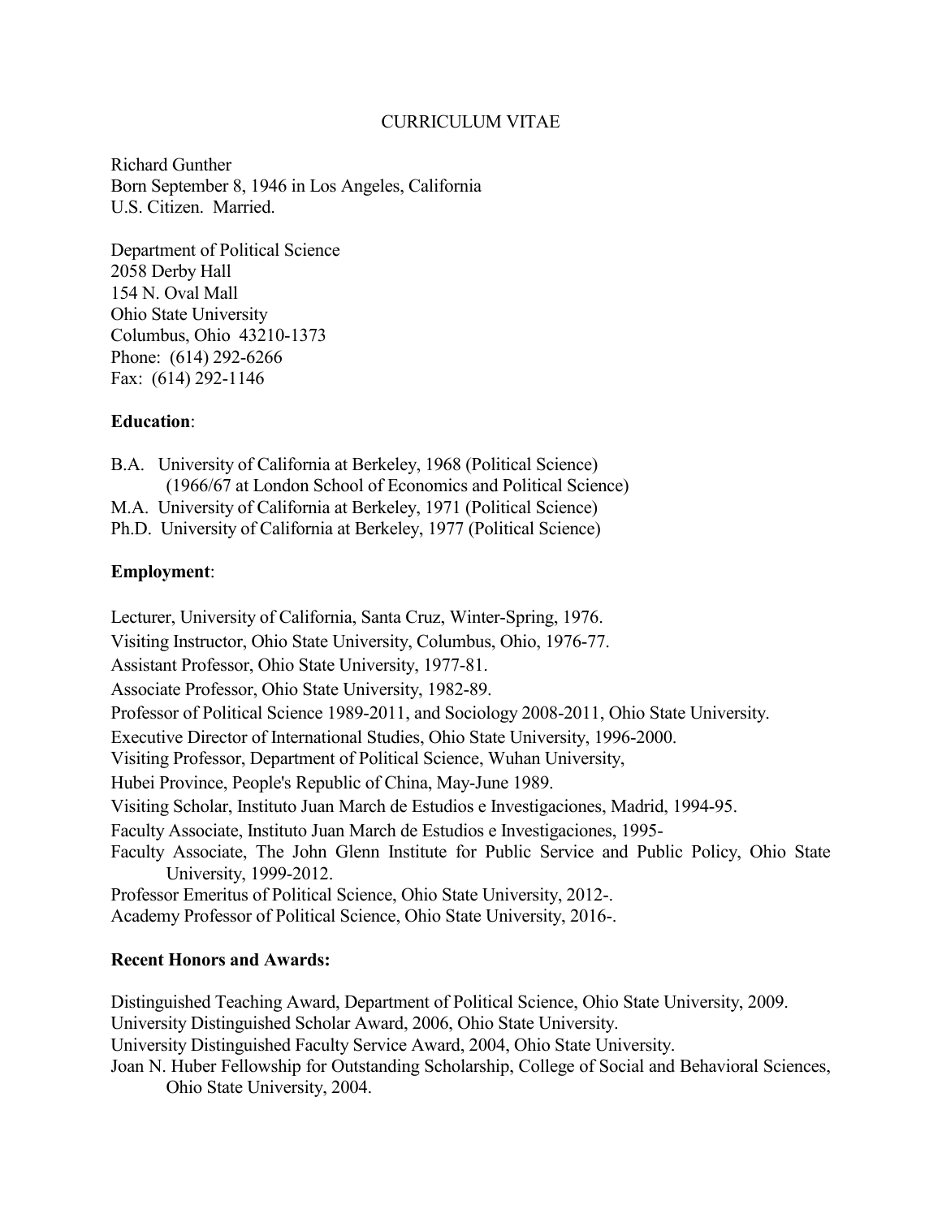# CURRICULUM VITAE

Richard Gunther
Born September 8, 1946 in Los Angeles, California
U.S. Citizen. Married.

Department of Political Science
2058 Derby Hall
154 N. Oval Mall
Ohio State University
Columbus, Ohio 43210-1373
Phone: (614) 292-6266
Fax: (614) 292-1146

**Education**:

B.A. University of California at Berkeley, 1968 (Political Science)
(1966/67 at London School of Economics and Political Science)
M.A. University of California at Berkeley, 1971 (Political Science)
Ph.D. University of California at Berkeley, 1977 (Political Science)

**Employment**:

Lecturer, University of California, Santa Cruz, Winter-Spring, 1976.
Visiting Instructor, Ohio State University, Columbus, Ohio, 1976-77.
Assistant Professor, Ohio State University, 1977-81.
Associate Professor, Ohio State University, 1982-89.
Professor of Political Science 1989-2011, and Sociology 2008-2011, Ohio State University.
Executive Director of International Studies, Ohio State University, 1996-2000.
Visiting Professor, Department of Political Science, Wuhan University,
Hubei Province, People's Republic of China, May-June 1989.
Visiting Scholar, Instituto Juan March de Estudios e Investigaciones, Madrid, 1994-95.
Faculty Associate, Instituto Juan March de Estudios e Investigaciones, 1995-
Faculty Associate, The John Glenn Institute for Public Service and Public Policy, Ohio State University, 1999-2012.
Professor Emeritus of Political Science, Ohio State University, 2012-.
Academy Professor of Political Science, Ohio State University, 2016-.

**Recent Honors and Awards:**

Distinguished Teaching Award, Department of Political Science, Ohio State University, 2009.
University Distinguished Scholar Award, 2006, Ohio State University.
University Distinguished Faculty Service Award, 2004, Ohio State University.
Joan N. Huber Fellowship for Outstanding Scholarship, College of Social and Behavioral Sciences, Ohio State University, 2004.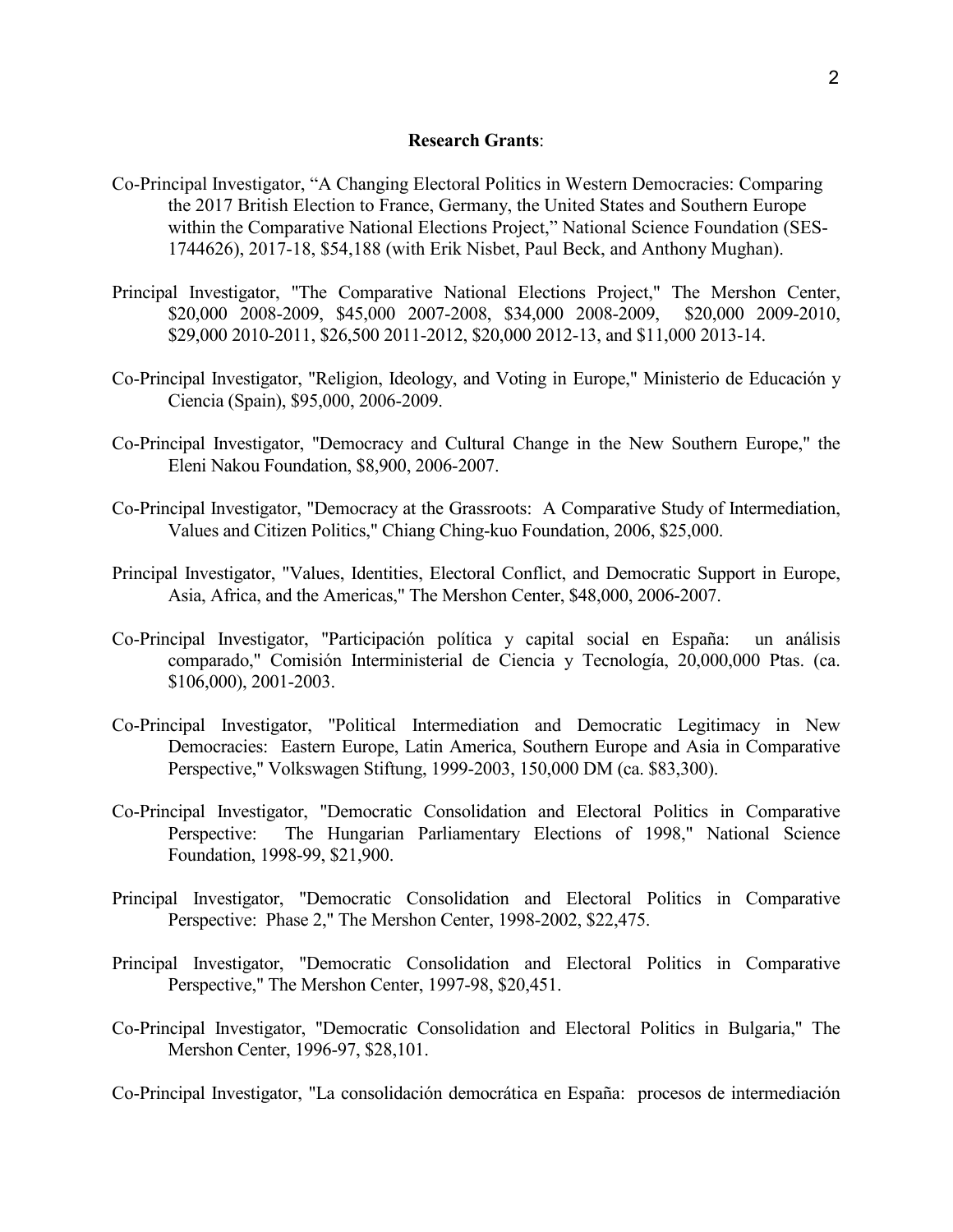**Research Grants**:

Co-Principal Investigator, "A Changing Electoral Politics in Western Democracies: Comparing the 2017 British Election to France, Germany, the United States and Southern Europe within the Comparative National Elections Project," National Science Foundation (SES-1744626), 2017-18, $54,188 (with Erik Nisbet, Paul Beck, and Anthony Mughan).

Principal Investigator, "The Comparative National Elections Project," The Mershon Center, $20,000 2008-2009, $45,000 2007-2008, $34,000 2008-2009, $20,000 2009-2010, $29,000 2010-2011, $26,500 2011-2012, $20,000 2012-13, and $11,000 2013-14.

Co-Principal Investigator, "Religion, Ideology, and Voting in Europe," Ministerio de Educación y Ciencia (Spain), $95,000, 2006-2009.

Co-Principal Investigator, "Democracy and Cultural Change in the New Southern Europe," the Eleni Nakou Foundation, $8,900, 2006-2007.

Co-Principal Investigator, "Democracy at the Grassroots: A Comparative Study of Intermediation, Values and Citizen Politics," Chiang Ching-kuo Foundation, 2006, $25,000.

Principal Investigator, "Values, Identities, Electoral Conflict, and Democratic Support in Europe, Asia, Africa, and the Americas," The Mershon Center, $48,000, 2006-2007.

Co-Principal Investigator, "Participación política y capital social en España: un análisis comparado," Comisión Interministerial de Ciencia y Tecnología, 20,000,000 Ptas. (ca. $106,000), 2001-2003.

Co-Principal Investigator, "Political Intermediation and Democratic Legitimacy in New Democracies: Eastern Europe, Latin America, Southern Europe and Asia in Comparative Perspective," Volkswagen Stiftung, 1999-2003, 150,000 DM (ca. $83,300).

Co-Principal Investigator, "Democratic Consolidation and Electoral Politics in Comparative Perspective: The Hungarian Parliamentary Elections of 1998," National Science Foundation, 1998-99, $21,900.

Principal Investigator, "Democratic Consolidation and Electoral Politics in Comparative Perspective: Phase 2," The Mershon Center, 1998-2002, $22,475.

Principal Investigator, "Democratic Consolidation and Electoral Politics in Comparative Perspective," The Mershon Center, 1997-98, $20,451.

Co-Principal Investigator, "Democratic Consolidation and Electoral Politics in Bulgaria," The Mershon Center, 1996-97, $28,101.

Co-Principal Investigator, "La consolidación democrática en España: procesos de intermediación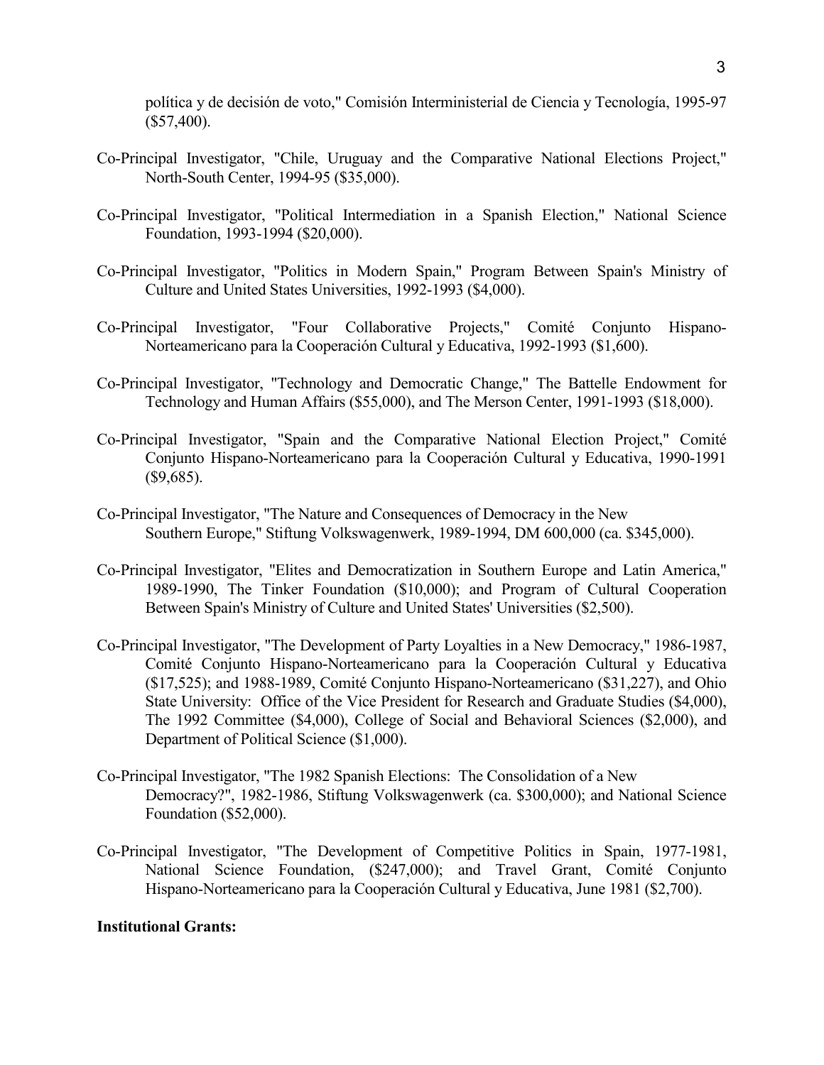política y de decisión de voto," Comisión Interministerial de Ciencia y Tecnología, 1995-97 ($57,400).

Co-Principal Investigator, "Chile, Uruguay and the Comparative National Elections Project," North-South Center, 1994-95 ($35,000).

Co-Principal Investigator, "Political Intermediation in a Spanish Election," National Science Foundation, 1993-1994 ($20,000).

Co-Principal Investigator, "Politics in Modern Spain," Program Between Spain's Ministry of Culture and United States Universities, 1992-1993 ($4,000).

Co-Principal Investigator, "Four Collaborative Projects," Comité Conjunto Hispano-Norteamericano para la Cooperación Cultural y Educativa, 1992-1993 ($1,600).

Co-Principal Investigator, "Technology and Democratic Change," The Battelle Endowment for Technology and Human Affairs ($55,000), and The Merson Center, 1991-1993 ($18,000).

Co-Principal Investigator, "Spain and the Comparative National Election Project," Comité Conjunto Hispano-Norteamericano para la Cooperación Cultural y Educativa, 1990-1991 ($9,685).

Co-Principal Investigator, "The Nature and Consequences of Democracy in the New Southern Europe," Stiftung Volkswagenwerk, 1989-1994, DM 600,000 (ca. $345,000).

Co-Principal Investigator, "Elites and Democratization in Southern Europe and Latin America," 1989-1990, The Tinker Foundation ($10,000); and Program of Cultural Cooperation Between Spain's Ministry of Culture and United States' Universities ($2,500).

Co-Principal Investigator, "The Development of Party Loyalties in a New Democracy," 1986-1987, Comité Conjunto Hispano-Norteamericano para la Cooperación Cultural y Educativa ($17,525); and 1988-1989, Comité Conjunto Hispano-Norteamericano ($31,227), and Ohio State University: Office of the Vice President for Research and Graduate Studies ($4,000), The 1992 Committee ($4,000), College of Social and Behavioral Sciences ($2,000), and Department of Political Science ($1,000).

Co-Principal Investigator, "The 1982 Spanish Elections: The Consolidation of a New Democracy?", 1982-1986, Stiftung Volkswagenwerk (ca. $300,000); and National Science Foundation ($52,000).

Co-Principal Investigator, "The Development of Competitive Politics in Spain, 1977-1981, National Science Foundation, ($247,000); and Travel Grant, Comité Conjunto Hispano-Norteamericano para la Cooperación Cultural y Educativa, June 1981 ($2,700).

**Institutional Grants:**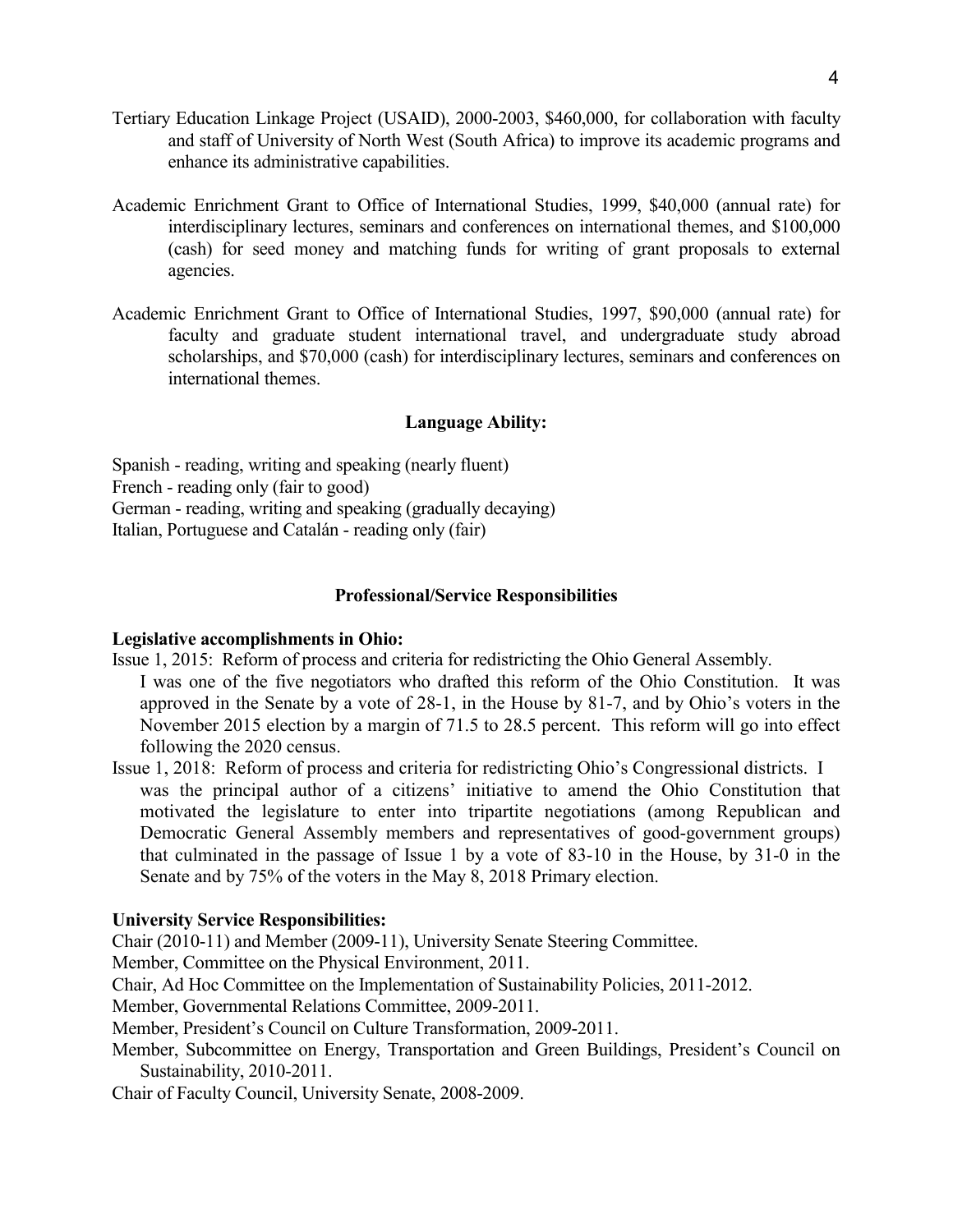Tertiary Education Linkage Project (USAID), 2000-2003, $460,000, for collaboration with faculty and staff of University of North West (South Africa) to improve its academic programs and enhance its administrative capabilities.

Academic Enrichment Grant to Office of International Studies, 1999, $40,000 (annual rate) for interdisciplinary lectures, seminars and conferences on international themes, and $100,000 (cash) for seed money and matching funds for writing of grant proposals to external agencies.

Academic Enrichment Grant to Office of International Studies, 1997, $90,000 (annual rate) for faculty and graduate student international travel, and undergraduate study abroad scholarships, and $70,000 (cash) for interdisciplinary lectures, seminars and conferences on international themes.

### Language Ability:

Spanish - reading, writing and speaking (nearly fluent)
French - reading only (fair to good)
German - reading, writing and speaking (gradually decaying)
Italian, Portuguese and Catalán - reading only (fair)

## Professional/Service Responsibilities

**Legislative accomplishments in Ohio:**

Issue 1, 2015: Reform of process and criteria for redistricting the Ohio General Assembly.
I was one of the five negotiators who drafted this reform of the Ohio Constitution. It was approved in the Senate by a vote of 28-1, in the House by 81-7, and by Ohio's voters in the November 2015 election by a margin of 71.5 to 28.5 percent. This reform will go into effect following the 2020 census.

Issue 1, 2018: Reform of process and criteria for redistricting Ohio's Congressional districts. I was the principal author of a citizens' initiative to amend the Ohio Constitution that motivated the legislature to enter into tripartite negotiations (among Republican and Democratic General Assembly members and representatives of good-government groups) that culminated in the passage of Issue 1 by a vote of 83-10 in the House, by 31-0 in the Senate and by 75% of the voters in the May 8, 2018 Primary election.

**University Service Responsibilities:**

Chair (2010-11) and Member (2009-11), University Senate Steering Committee.
Member, Committee on the Physical Environment, 2011.
Chair, Ad Hoc Committee on the Implementation of Sustainability Policies, 2011-2012.
Member, Governmental Relations Committee, 2009-2011.
Member, President's Council on Culture Transformation, 2009-2011.
Member, Subcommittee on Energy, Transportation and Green Buildings, President's Council on Sustainability, 2010-2011.
Chair of Faculty Council, University Senate, 2008-2009.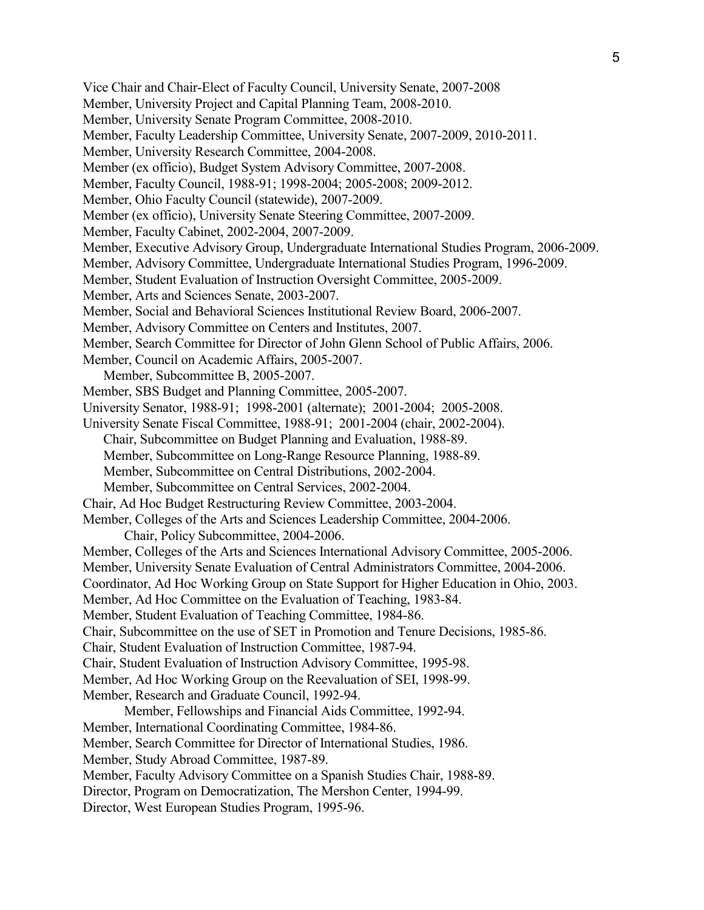Vice Chair and Chair-Elect of Faculty Council, University Senate, 2007-2008
Member, University Project and Capital Planning Team, 2008-2010.
Member, University Senate Program Committee, 2008-2010.
Member, Faculty Leadership Committee, University Senate, 2007-2009, 2010-2011.
Member, University Research Committee, 2004-2008.
Member (ex officio), Budget System Advisory Committee, 2007-2008.
Member, Faculty Council, 1988-91; 1998-2004; 2005-2008; 2009-2012.
Member, Ohio Faculty Council (statewide), 2007-2009.
Member (ex officio), University Senate Steering Committee, 2007-2009.
Member, Faculty Cabinet, 2002-2004, 2007-2009.
Member, Executive Advisory Group, Undergraduate International Studies Program, 2006-2009.
Member, Advisory Committee, Undergraduate International Studies Program, 1996-2009.
Member, Student Evaluation of Instruction Oversight Committee, 2005-2009.
Member, Arts and Sciences Senate, 2003-2007.
Member, Social and Behavioral Sciences Institutional Review Board, 2006-2007.
Member, Advisory Committee on Centers and Institutes, 2007.
Member, Search Committee for Director of John Glenn School of Public Affairs, 2006.
Member, Council on Academic Affairs, 2005-2007.
    Member, Subcommittee B, 2005-2007.
Member, SBS Budget and Planning Committee, 2005-2007.
University Senator, 1988-91; 1998-2001 (alternate); 2001-2004; 2005-2008.
University Senate Fiscal Committee, 1988-91; 2001-2004 (chair, 2002-2004).
    Chair, Subcommittee on Budget Planning and Evaluation, 1988-89.
    Member, Subcommittee on Long-Range Resource Planning, 1988-89.
    Member, Subcommittee on Central Distributions, 2002-2004.
    Member, Subcommittee on Central Services, 2002-2004.
Chair, Ad Hoc Budget Restructuring Review Committee, 2003-2004.
Member, Colleges of the Arts and Sciences Leadership Committee, 2004-2006.
        Chair, Policy Subcommittee, 2004-2006.
Member, Colleges of the Arts and Sciences International Advisory Committee, 2005-2006.
Member, University Senate Evaluation of Central Administrators Committee, 2004-2006.
Coordinator, Ad Hoc Working Group on State Support for Higher Education in Ohio, 2003.
Member, Ad Hoc Committee on the Evaluation of Teaching, 1983-84.
Member, Student Evaluation of Teaching Committee, 1984-86.
Chair, Subcommittee on the use of SET in Promotion and Tenure Decisions, 1985-86.
Chair, Student Evaluation of Instruction Committee, 1987-94.
Chair, Student Evaluation of Instruction Advisory Committee, 1995-98.
Member, Ad Hoc Working Group on the Reevaluation of SEI, 1998-99.
Member, Research and Graduate Council, 1992-94.
        Member, Fellowships and Financial Aids Committee, 1992-94.
Member, International Coordinating Committee, 1984-86.
Member, Search Committee for Director of International Studies, 1986.
Member, Study Abroad Committee, 1987-89.
Member, Faculty Advisory Committee on a Spanish Studies Chair, 1988-89.
Director, Program on Democratization, The Mershon Center, 1994-99.
Director, West European Studies Program, 1995-96.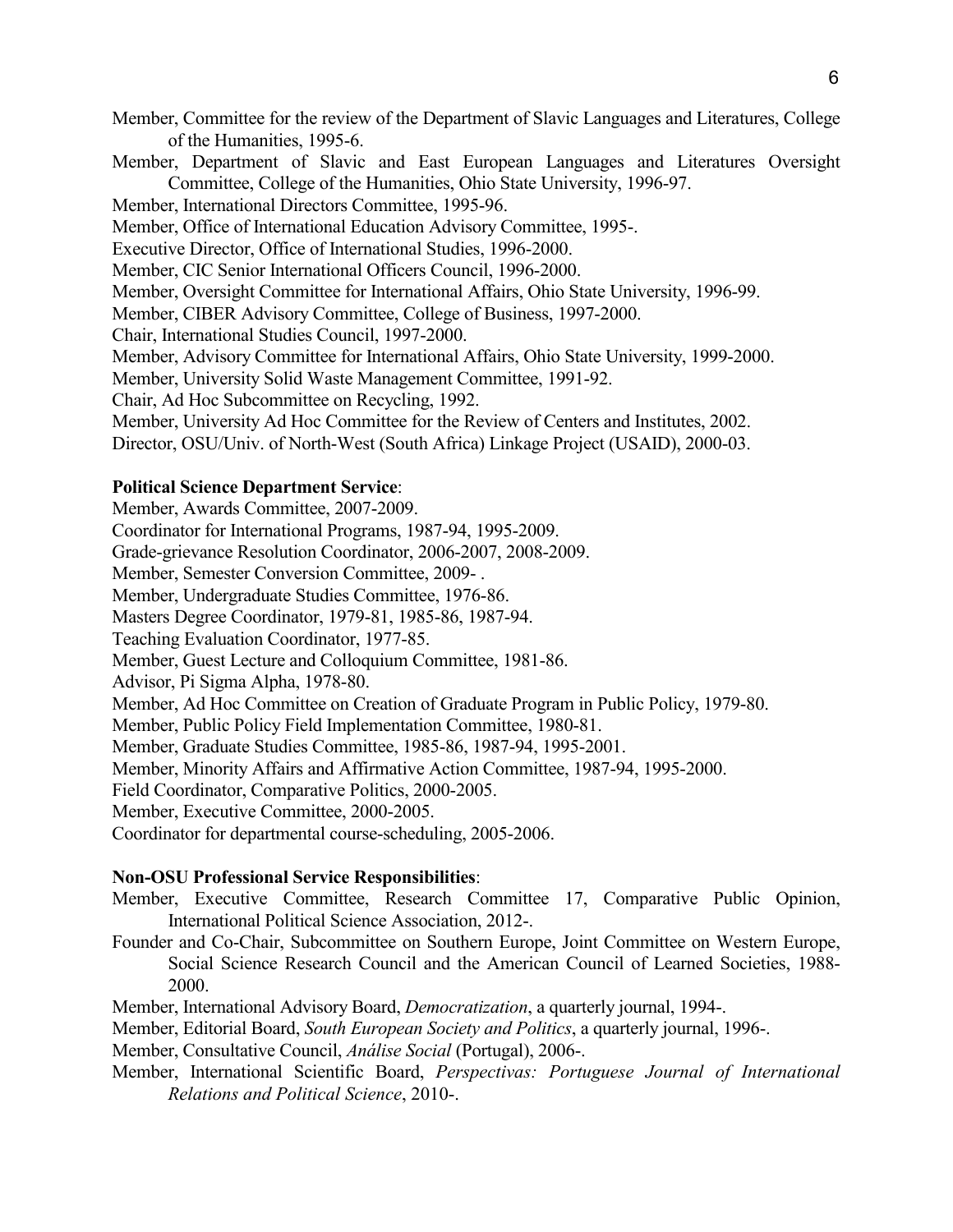Member, Committee for the review of the Department of Slavic Languages and Literatures, College of the Humanities, 1995-6.

Member, Department of Slavic and East European Languages and Literatures Oversight Committee, College of the Humanities, Ohio State University, 1996-97.

Member, International Directors Committee, 1995-96.

Member, Office of International Education Advisory Committee, 1995-.

Executive Director, Office of International Studies, 1996-2000.

Member, CIC Senior International Officers Council, 1996-2000.

Member, Oversight Committee for International Affairs, Ohio State University, 1996-99.

Member, CIBER Advisory Committee, College of Business, 1997-2000.

Chair, International Studies Council, 1997-2000.

Member, Advisory Committee for International Affairs, Ohio State University, 1999-2000.

Member, University Solid Waste Management Committee, 1991-92.

Chair, Ad Hoc Subcommittee on Recycling, 1992.

Member, University Ad Hoc Committee for the Review of Centers and Institutes, 2002.

Director, OSU/Univ. of North-West (South Africa) Linkage Project (USAID), 2000-03.

**Political Science Department Service**:

Member, Awards Committee, 2007-2009.

Coordinator for International Programs, 1987-94, 1995-2009.

Grade-grievance Resolution Coordinator, 2006-2007, 2008-2009.

Member, Semester Conversion Committee, 2009- .

Member, Undergraduate Studies Committee, 1976-86.

Masters Degree Coordinator, 1979-81, 1985-86, 1987-94.

Teaching Evaluation Coordinator, 1977-85.

Member, Guest Lecture and Colloquium Committee, 1981-86.

Advisor, Pi Sigma Alpha, 1978-80.

Member, Ad Hoc Committee on Creation of Graduate Program in Public Policy, 1979-80.

Member, Public Policy Field Implementation Committee, 1980-81.

Member, Graduate Studies Committee, 1985-86, 1987-94, 1995-2001.

Member, Minority Affairs and Affirmative Action Committee, 1987-94, 1995-2000.

Field Coordinator, Comparative Politics, 2000-2005.

Member, Executive Committee, 2000-2005.

Coordinator for departmental course-scheduling, 2005-2006.

**Non-OSU Professional Service Responsibilities**:

Member, Executive Committee, Research Committee 17, Comparative Public Opinion, International Political Science Association, 2012-.

Founder and Co-Chair, Subcommittee on Southern Europe, Joint Committee on Western Europe, Social Science Research Council and the American Council of Learned Societies, 1988-2000.

Member, International Advisory Board, *Democratization*, a quarterly journal, 1994-.

Member, Editorial Board, *South European Society and Politics*, a quarterly journal, 1996-.

Member, Consultative Council, *Análise Social* (Portugal), 2006-.

Member, International Scientific Board, *Perspectivas: Portuguese Journal of International Relations and Political Science*, 2010-.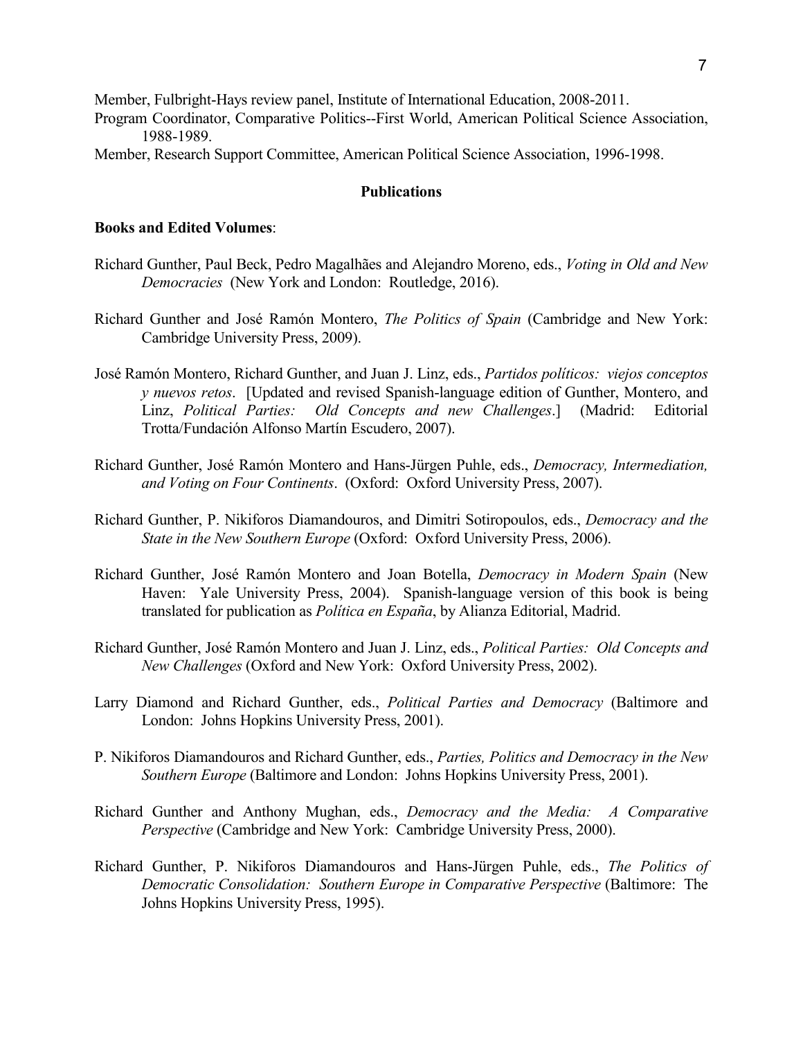Member, Fulbright-Hays review panel, Institute of International Education, 2008-2011.

Program Coordinator, Comparative Politics--First World, American Political Science Association, 1988-1989.

Member, Research Support Committee, American Political Science Association, 1996-1998.

## Publications

**Books and Edited Volumes**:

Richard Gunther, Paul Beck, Pedro Magalhães and Alejandro Moreno, eds., *Voting in Old and New Democracies* (New York and London: Routledge, 2016).

Richard Gunther and José Ramón Montero, *The Politics of Spain* (Cambridge and New York: Cambridge University Press, 2009).

José Ramón Montero, Richard Gunther, and Juan J. Linz, eds., *Partidos políticos: viejos conceptos y nuevos retos*. [Updated and revised Spanish-language edition of Gunther, Montero, and Linz, *Political Parties: Old Concepts and new Challenges*.] (Madrid: Editorial Trotta/Fundación Alfonso Martín Escudero, 2007).

Richard Gunther, José Ramón Montero and Hans-Jürgen Puhle, eds., *Democracy, Intermediation, and Voting on Four Continents*. (Oxford: Oxford University Press, 2007).

Richard Gunther, P. Nikiforos Diamandouros, and Dimitri Sotiropoulos, eds., *Democracy and the State in the New Southern Europe* (Oxford: Oxford University Press, 2006).

Richard Gunther, José Ramón Montero and Joan Botella, *Democracy in Modern Spain* (New Haven: Yale University Press, 2004). Spanish-language version of this book is being translated for publication as *Política en España*, by Alianza Editorial, Madrid.

Richard Gunther, José Ramón Montero and Juan J. Linz, eds., *Political Parties: Old Concepts and New Challenges* (Oxford and New York: Oxford University Press, 2002).

Larry Diamond and Richard Gunther, eds., *Political Parties and Democracy* (Baltimore and London: Johns Hopkins University Press, 2001).

P. Nikiforos Diamandouros and Richard Gunther, eds., *Parties, Politics and Democracy in the New Southern Europe* (Baltimore and London: Johns Hopkins University Press, 2001).

Richard Gunther and Anthony Mughan, eds., *Democracy and the Media: A Comparative Perspective* (Cambridge and New York: Cambridge University Press, 2000).

Richard Gunther, P. Nikiforos Diamandouros and Hans-Jürgen Puhle, eds., *The Politics of Democratic Consolidation: Southern Europe in Comparative Perspective* (Baltimore: The Johns Hopkins University Press, 1995).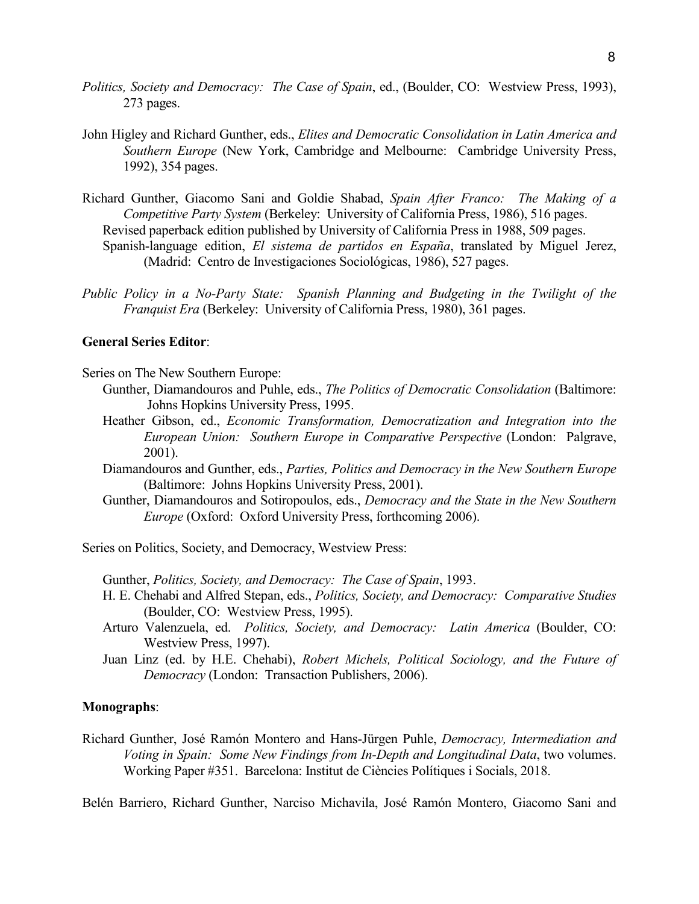*Politics, Society and Democracy: The Case of Spain*, ed., (Boulder, CO: Westview Press, 1993), 273 pages.

John Higley and Richard Gunther, eds., *Elites and Democratic Consolidation in Latin America and Southern Europe* (New York, Cambridge and Melbourne: Cambridge University Press, 1992), 354 pages.

Richard Gunther, Giacomo Sani and Goldie Shabad, *Spain After Franco: The Making of a Competitive Party System* (Berkeley: University of California Press, 1986), 516 pages.
Revised paperback edition published by University of California Press in 1988, 509 pages.
Spanish-language edition, *El sistema de partidos en España*, translated by Miguel Jerez, (Madrid: Centro de Investigaciones Sociológicas, 1986), 527 pages.

*Public Policy in a No-Party State: Spanish Planning and Budgeting in the Twilight of the Franquist Era* (Berkeley: University of California Press, 1980), 361 pages.

**General Series Editor**:

Series on The New Southern Europe:

- Gunther, Diamandouros and Puhle, eds., *The Politics of Democratic Consolidation* (Baltimore: Johns Hopkins University Press, 1995.
- Heather Gibson, ed., *Economic Transformation, Democratization and Integration into the European Union: Southern Europe in Comparative Perspective* (London: Palgrave, 2001).
- Diamandouros and Gunther, eds., *Parties, Politics and Democracy in the New Southern Europe* (Baltimore: Johns Hopkins University Press, 2001).
- Gunther, Diamandouros and Sotiropoulos, eds., *Democracy and the State in the New Southern Europe* (Oxford: Oxford University Press, forthcoming 2006).

Series on Politics, Society, and Democracy, Westview Press:

- Gunther, *Politics, Society, and Democracy: The Case of Spain*, 1993.
- H. E. Chehabi and Alfred Stepan, eds., *Politics, Society, and Democracy: Comparative Studies* (Boulder, CO: Westview Press, 1995).
- Arturo Valenzuela, ed. *Politics, Society, and Democracy: Latin America* (Boulder, CO: Westview Press, 1997).
- Juan Linz (ed. by H.E. Chehabi), *Robert Michels, Political Sociology, and the Future of Democracy* (London: Transaction Publishers, 2006).

**Monographs**:

Richard Gunther, José Ramón Montero and Hans-Jürgen Puhle, *Democracy, Intermediation and Voting in Spain: Some New Findings from In-Depth and Longitudinal Data*, two volumes. Working Paper #351. Barcelona: Institut de Ciències Polítiques i Socials, 2018.

Belén Barriero, Richard Gunther, Narciso Michavila, José Ramón Montero, Giacomo Sani and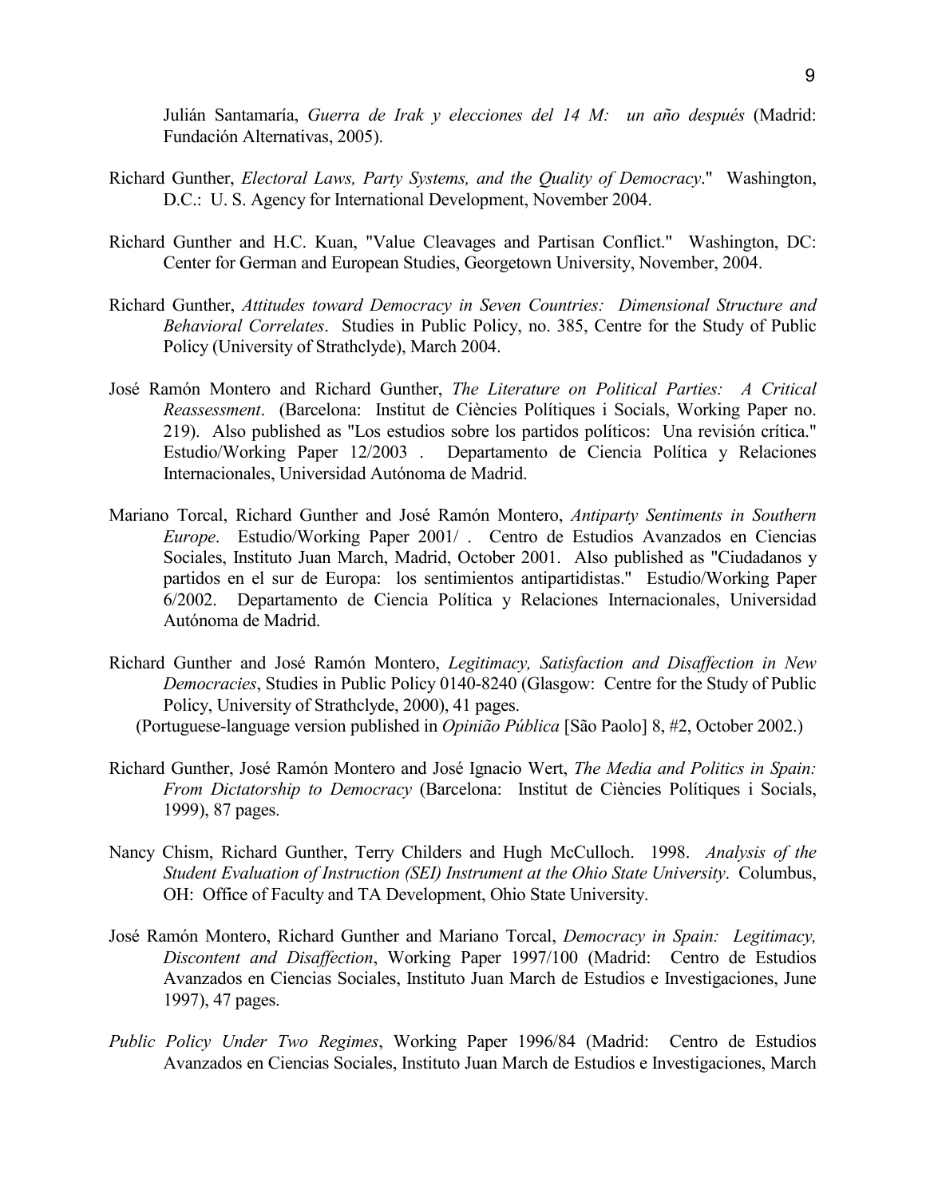Julián Santamaría, *Guerra de Irak y elecciones del 14 M: un año después* (Madrid: Fundación Alternativas, 2005).

Richard Gunther, *Electoral Laws, Party Systems, and the Quality of Democracy*." Washington, D.C.: U. S. Agency for International Development, November 2004.

Richard Gunther and H.C. Kuan, "Value Cleavages and Partisan Conflict." Washington, DC: Center for German and European Studies, Georgetown University, November, 2004.

Richard Gunther, *Attitudes toward Democracy in Seven Countries: Dimensional Structure and Behavioral Correlates*. Studies in Public Policy, no. 385, Centre for the Study of Public Policy (University of Strathclyde), March 2004.

José Ramón Montero and Richard Gunther, *The Literature on Political Parties: A Critical Reassessment*. (Barcelona: Institut de Ciències Polítiques i Socials, Working Paper no. 219). Also published as "Los estudios sobre los partidos políticos: Una revisión crítica." Estudio/Working Paper 12/2003 . Departamento de Ciencia Política y Relaciones Internacionales, Universidad Autónoma de Madrid.

Mariano Torcal, Richard Gunther and José Ramón Montero, *Antiparty Sentiments in Southern Europe*. Estudio/Working Paper 2001/ . Centro de Estudios Avanzados en Ciencias Sociales, Instituto Juan March, Madrid, October 2001. Also published as "Ciudadanos y partidos en el sur de Europa: los sentimientos antipartidistas." Estudio/Working Paper 6/2002. Departamento de Ciencia Política y Relaciones Internacionales, Universidad Autónoma de Madrid.

Richard Gunther and José Ramón Montero, *Legitimacy, Satisfaction and Disaffection in New Democracies*, Studies in Public Policy 0140-8240 (Glasgow: Centre for the Study of Public Policy, University of Strathclyde, 2000), 41 pages.
(Portuguese-language version published in *Opinião Pública* [São Paolo] 8, #2, October 2002.)

Richard Gunther, José Ramón Montero and José Ignacio Wert, *The Media and Politics in Spain: From Dictatorship to Democracy* (Barcelona: Institut de Ciències Polítiques i Socials, 1999), 87 pages.

Nancy Chism, Richard Gunther, Terry Childers and Hugh McCulloch. 1998. *Analysis of the Student Evaluation of Instruction (SEI) Instrument at the Ohio State University*. Columbus, OH: Office of Faculty and TA Development, Ohio State University.

José Ramón Montero, Richard Gunther and Mariano Torcal, *Democracy in Spain: Legitimacy, Discontent and Disaffection*, Working Paper 1997/100 (Madrid: Centro de Estudios Avanzados en Ciencias Sociales, Instituto Juan March de Estudios e Investigaciones, June 1997), 47 pages.

*Public Policy Under Two Regimes*, Working Paper 1996/84 (Madrid: Centro de Estudios Avanzados en Ciencias Sociales, Instituto Juan March de Estudios e Investigaciones, March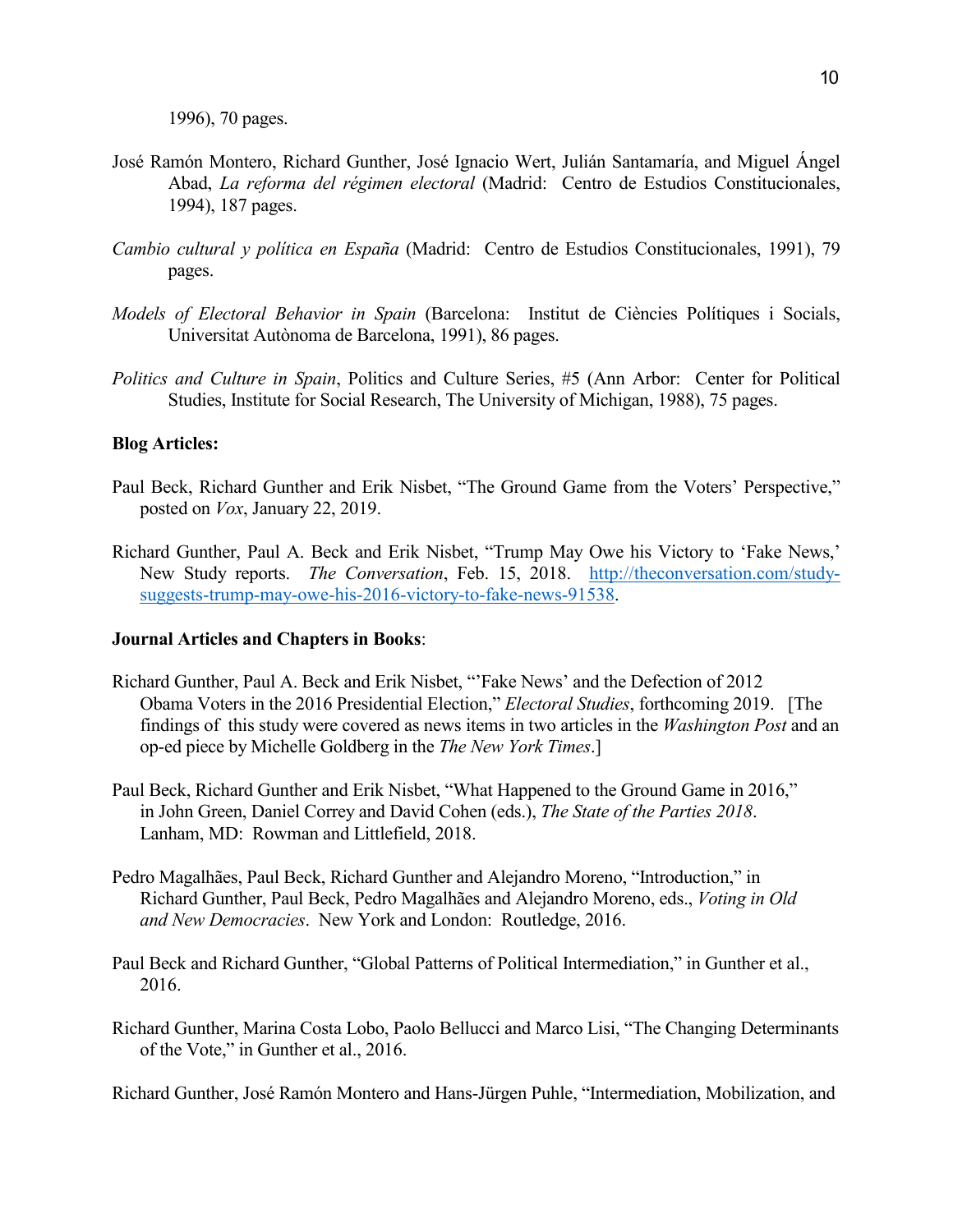1996), 70 pages.

José Ramón Montero, Richard Gunther, José Ignacio Wert, Julián Santamaría, and Miguel Ángel Abad, *La reforma del régimen electoral* (Madrid: Centro de Estudios Constitucionales, 1994), 187 pages.

*Cambio cultural y política en España* (Madrid: Centro de Estudios Constitucionales, 1991), 79 pages.

*Models of Electoral Behavior in Spain* (Barcelona: Institut de Ciències Polítiques i Socials, Universitat Autònoma de Barcelona, 1991), 86 pages.

*Politics and Culture in Spain*, Politics and Culture Series, #5 (Ann Arbor: Center for Political Studies, Institute for Social Research, The University of Michigan, 1988), 75 pages.

**Blog Articles:**

Paul Beck, Richard Gunther and Erik Nisbet, "The Ground Game from the Voters' Perspective," posted on *Vox*, January 22, 2019.

Richard Gunther, Paul A. Beck and Erik Nisbet, "Trump May Owe his Victory to 'Fake News,' New Study reports. *The Conversation*, Feb. 15, 2018. [http://theconversation.com/study-suggests-trump-may-owe-his-2016-victory-to-fake-news-91538](http://theconversation.com/study-suggests-trump-may-owe-his-2016-victory-to-fake-news-91538).

**Journal Articles and Chapters in Books**:

Richard Gunther, Paul A. Beck and Erik Nisbet, "'Fake News' and the Defection of 2012 Obama Voters in the 2016 Presidential Election," *Electoral Studies*, forthcoming 2019. [The findings of this study were covered as news items in two articles in the *Washington Post* and an op-ed piece by Michelle Goldberg in the *The New York Times*.]

Paul Beck, Richard Gunther and Erik Nisbet, "What Happened to the Ground Game in 2016," in John Green, Daniel Correy and David Cohen (eds.), *The State of the Parties 2018*. Lanham, MD: Rowman and Littlefield, 2018.

Pedro Magalhães, Paul Beck, Richard Gunther and Alejandro Moreno, "Introduction," in Richard Gunther, Paul Beck, Pedro Magalhães and Alejandro Moreno, eds., *Voting in Old and New Democracies*. New York and London: Routledge, 2016.

Paul Beck and Richard Gunther, "Global Patterns of Political Intermediation," in Gunther et al., 2016.

Richard Gunther, Marina Costa Lobo, Paolo Bellucci and Marco Lisi, "The Changing Determinants of the Vote," in Gunther et al., 2016.

Richard Gunther, José Ramón Montero and Hans-Jürgen Puhle, "Intermediation, Mobilization, and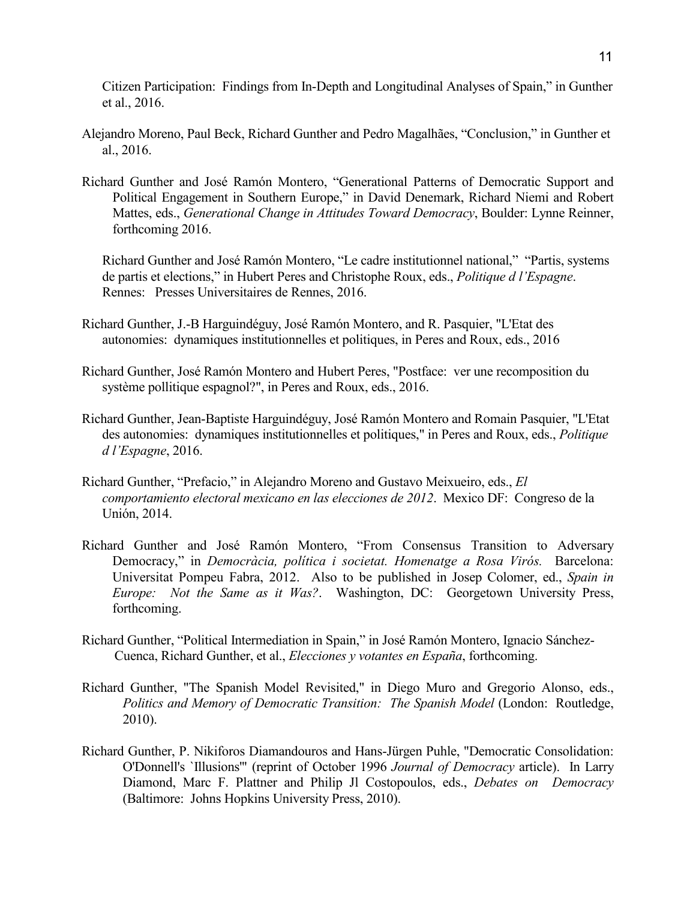Citizen Participation: Findings from In-Depth and Longitudinal Analyses of Spain," in Gunther et al., 2016.

Alejandro Moreno, Paul Beck, Richard Gunther and Pedro Magalhães, "Conclusion," in Gunther et al., 2016.

Richard Gunther and José Ramón Montero, "Generational Patterns of Democratic Support and Political Engagement in Southern Europe," in David Denemark, Richard Niemi and Robert Mattes, eds., *Generational Change in Attitudes Toward Democracy*, Boulder: Lynne Reinner, forthcoming 2016.

Richard Gunther and José Ramón Montero, "Le cadre institutionnel national," "Partis, systems de partis et elections," in Hubert Peres and Christophe Roux, eds., *Politique d l'Espagne*. Rennes: Presses Universitaires de Rennes, 2016.

Richard Gunther, J.-B Harguindéguy, José Ramón Montero, and R. Pasquier, "L'Etat des autonomies: dynamiques institutionnelles et politiques, in Peres and Roux, eds., 2016

Richard Gunther, José Ramón Montero and Hubert Peres, "Postface: ver une recomposition du système pollitique espagnol?", in Peres and Roux, eds., 2016.

Richard Gunther, Jean-Baptiste Harguindéguy, José Ramón Montero and Romain Pasquier, "L'Etat des autonomies: dynamiques institutionnelles et politiques," in Peres and Roux, eds., *Politique d l'Espagne*, 2016.

Richard Gunther, "Prefacio," in Alejandro Moreno and Gustavo Meixueiro, eds., *El comportamiento electoral mexicano en las elecciones de 2012*. Mexico DF: Congreso de la Unión, 2014.

Richard Gunther and José Ramón Montero, "From Consensus Transition to Adversary Democracy," in *Democràcia, política i societat. Homenatge a Rosa Virós.* Barcelona: Universitat Pompeu Fabra, 2012. Also to be published in Josep Colomer, ed., *Spain in Europe: Not the Same as it Was?*. Washington, DC: Georgetown University Press, forthcoming.

Richard Gunther, "Political Intermediation in Spain," in José Ramón Montero, Ignacio Sánchez-Cuenca, Richard Gunther, et al., *Elecciones y votantes en España*, forthcoming.

Richard Gunther, "The Spanish Model Revisited," in Diego Muro and Gregorio Alonso, eds., *Politics and Memory of Democratic Transition: The Spanish Model* (London: Routledge, 2010).

Richard Gunther, P. Nikiforos Diamandouros and Hans-Jürgen Puhle, "Democratic Consolidation: O'Donnell's `Illusions'" (reprint of October 1996 *Journal of Democracy* article). In Larry Diamond, Marc F. Plattner and Philip Jl Costopoulos, eds., *Debates on Democracy* (Baltimore: Johns Hopkins University Press, 2010).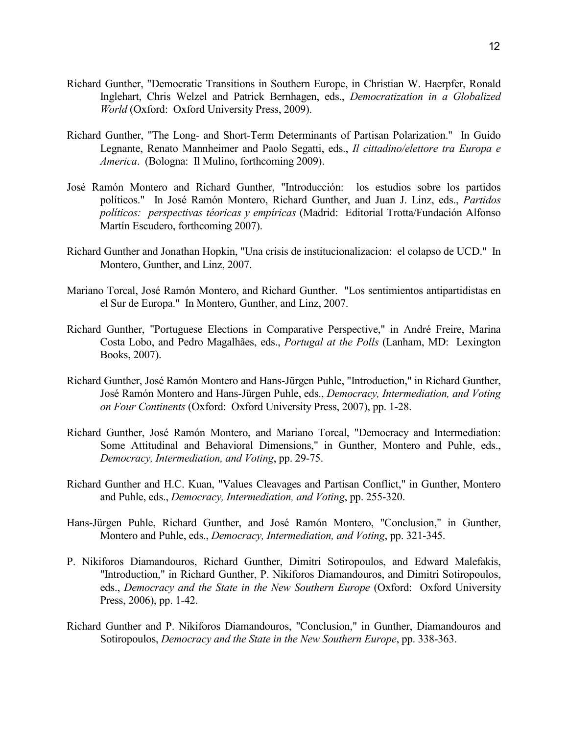Richard Gunther, "Democratic Transitions in Southern Europe, in Christian W. Haerpfer, Ronald Inglehart, Chris Welzel and Patrick Bernhagen, eds., *Democratization in a Globalized World* (Oxford: Oxford University Press, 2009).

Richard Gunther, "The Long- and Short-Term Determinants of Partisan Polarization." In Guido Legnante, Renato Mannheimer and Paolo Segatti, eds., *Il cittadino/elettore tra Europa e America*. (Bologna: Il Mulino, forthcoming 2009).

José Ramón Montero and Richard Gunther, "Introducción: los estudios sobre los partidos políticos." In José Ramón Montero, Richard Gunther, and Juan J. Linz, eds., *Partidos políticos: perspectivas téoricas y empíricas* (Madrid: Editorial Trotta/Fundación Alfonso Martín Escudero, forthcoming 2007).

Richard Gunther and Jonathan Hopkin, "Una crisis de institucionalizacion: el colapso de UCD." In Montero, Gunther, and Linz, 2007.

Mariano Torcal, José Ramón Montero, and Richard Gunther. "Los sentimientos antipartidistas en el Sur de Europa." In Montero, Gunther, and Linz, 2007.

Richard Gunther, "Portuguese Elections in Comparative Perspective," in André Freire, Marina Costa Lobo, and Pedro Magalhães, eds., *Portugal at the Polls* (Lanham, MD: Lexington Books, 2007).

Richard Gunther, José Ramón Montero and Hans-Jürgen Puhle, "Introduction," in Richard Gunther, José Ramón Montero and Hans-Jürgen Puhle, eds., *Democracy, Intermediation, and Voting on Four Continents* (Oxford: Oxford University Press, 2007), pp. 1-28.

Richard Gunther, José Ramón Montero, and Mariano Torcal, "Democracy and Intermediation: Some Attitudinal and Behavioral Dimensions," in Gunther, Montero and Puhle, eds., *Democracy, Intermediation, and Voting*, pp. 29-75.

Richard Gunther and H.C. Kuan, "Values Cleavages and Partisan Conflict," in Gunther, Montero and Puhle, eds., *Democracy, Intermediation, and Voting*, pp. 255-320.

Hans-Jürgen Puhle, Richard Gunther, and José Ramón Montero, "Conclusion," in Gunther, Montero and Puhle, eds., *Democracy, Intermediation, and Voting*, pp. 321-345.

P. Nikiforos Diamandouros, Richard Gunther, Dimitri Sotiropoulos, and Edward Malefakis, "Introduction," in Richard Gunther, P. Nikiforos Diamandouros, and Dimitri Sotiropoulos, eds., *Democracy and the State in the New Southern Europe* (Oxford: Oxford University Press, 2006), pp. 1-42.

Richard Gunther and P. Nikiforos Diamandouros, "Conclusion," in Gunther, Diamandouros and Sotiropoulos, *Democracy and the State in the New Southern Europe*, pp. 338-363.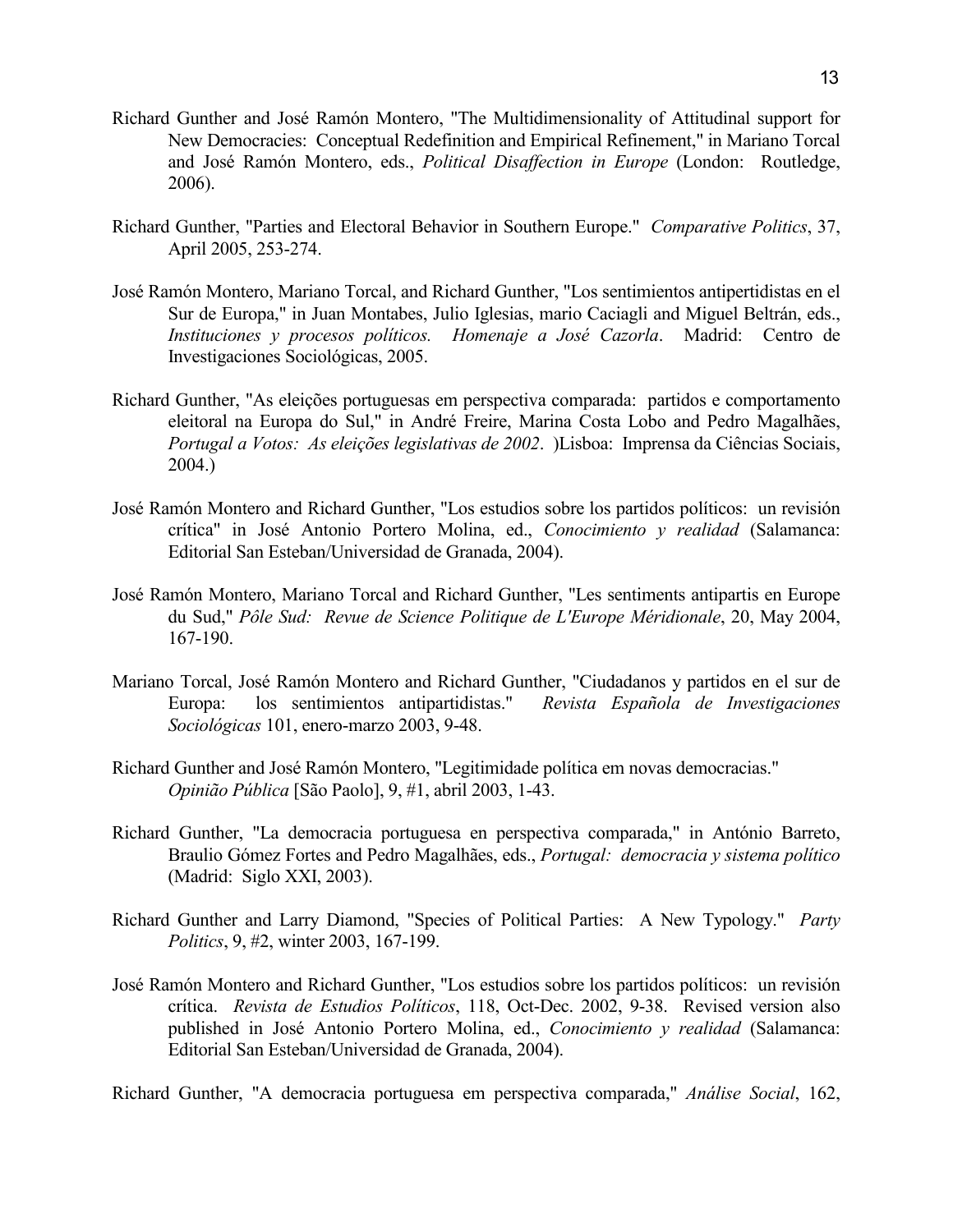Richard Gunther and José Ramón Montero, "The Multidimensionality of Attitudinal support for New Democracies: Conceptual Redefinition and Empirical Refinement," in Mariano Torcal and José Ramón Montero, eds., *Political Disaffection in Europe* (London: Routledge, 2006).

Richard Gunther, "Parties and Electoral Behavior in Southern Europe." *Comparative Politics*, 37, April 2005, 253-274.

José Ramón Montero, Mariano Torcal, and Richard Gunther, "Los sentimientos antipertidistas en el Sur de Europa," in Juan Montabes, Julio Iglesias, mario Caciagli and Miguel Beltrán, eds., *Instituciones y procesos políticos. Homenaje a José Cazorla*. Madrid: Centro de Investigaciones Sociológicas, 2005.

Richard Gunther, "As eleições portuguesas em perspectiva comparada: partidos e comportamento eleitoral na Europa do Sul," in André Freire, Marina Costa Lobo and Pedro Magalhães, *Portugal a Votos: As eleições legislativas de 2002*. )Lisboa: Imprensa da Ciências Sociais, 2004.)

José Ramón Montero and Richard Gunther, "Los estudios sobre los partidos políticos: un revisión crítica" in José Antonio Portero Molina, ed., *Conocimiento y realidad* (Salamanca: Editorial San Esteban/Universidad de Granada, 2004).

José Ramón Montero, Mariano Torcal and Richard Gunther, "Les sentiments antipartis en Europe du Sud," *Pôle Sud: Revue de Science Politique de L'Europe Méridionale*, 20, May 2004, 167-190.

Mariano Torcal, José Ramón Montero and Richard Gunther, "Ciudadanos y partidos en el sur de Europa: los sentimientos antipartidistas." *Revista Española de Investigaciones Sociológicas* 101, enero-marzo 2003, 9-48.

Richard Gunther and José Ramón Montero, "Legitimidade política em novas democracias." *Opinião Pública* [São Paolo], 9, #1, abril 2003, 1-43.

Richard Gunther, "La democracia portuguesa en perspectiva comparada," in António Barreto, Braulio Gómez Fortes and Pedro Magalhães, eds., *Portugal: democracia y sistema político* (Madrid: Siglo XXI, 2003).

Richard Gunther and Larry Diamond, "Species of Political Parties: A New Typology." *Party Politics*, 9, #2, winter 2003, 167-199.

José Ramón Montero and Richard Gunther, "Los estudios sobre los partidos políticos: un revisión crítica. *Revista de Estudios Políticos*, 118, Oct-Dec. 2002, 9-38. Revised version also published in José Antonio Portero Molina, ed., *Conocimiento y realidad* (Salamanca: Editorial San Esteban/Universidad de Granada, 2004).

Richard Gunther, "A democracia portuguesa em perspectiva comparada," *Análise Social*, 162,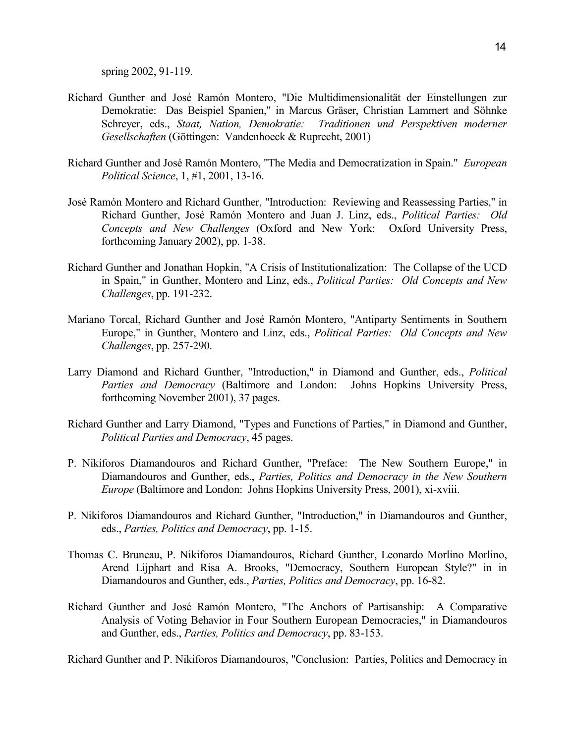spring 2002, 91-119.

Richard Gunther and José Ramón Montero, "Die Multidimensionalität der Einstellungen zur Demokratie: Das Beispiel Spanien," in Marcus Gräser, Christian Lammert and Söhnke Schreyer, eds., *Staat, Nation, Demokratie: Traditionen und Perspektiven moderner Gesellschaften* (Göttingen: Vandenhoeck & Ruprecht, 2001)

Richard Gunther and José Ramón Montero, "The Media and Democratization in Spain." *European Political Science*, 1, #1, 2001, 13-16.

José Ramón Montero and Richard Gunther, "Introduction: Reviewing and Reassessing Parties," in Richard Gunther, José Ramón Montero and Juan J. Linz, eds., *Political Parties: Old Concepts and New Challenges* (Oxford and New York: Oxford University Press, forthcoming January 2002), pp. 1-38.

Richard Gunther and Jonathan Hopkin, "A Crisis of Institutionalization: The Collapse of the UCD in Spain," in Gunther, Montero and Linz, eds., *Political Parties: Old Concepts and New Challenges*, pp. 191-232.

Mariano Torcal, Richard Gunther and José Ramón Montero, "Antiparty Sentiments in Southern Europe," in Gunther, Montero and Linz, eds., *Political Parties: Old Concepts and New Challenges*, pp. 257-290.

Larry Diamond and Richard Gunther, "Introduction," in Diamond and Gunther, eds., *Political Parties and Democracy* (Baltimore and London: Johns Hopkins University Press, forthcoming November 2001), 37 pages.

Richard Gunther and Larry Diamond, "Types and Functions of Parties," in Diamond and Gunther, *Political Parties and Democracy*, 45 pages.

P. Nikiforos Diamandouros and Richard Gunther, "Preface: The New Southern Europe," in Diamandouros and Gunther, eds., *Parties, Politics and Democracy in the New Southern Europe* (Baltimore and London: Johns Hopkins University Press, 2001), xi-xviii.

P. Nikiforos Diamandouros and Richard Gunther, "Introduction," in Diamandouros and Gunther, eds., *Parties, Politics and Democracy*, pp. 1-15.

Thomas C. Bruneau, P. Nikiforos Diamandouros, Richard Gunther, Leonardo Morlino Morlino, Arend Lijphart and Risa A. Brooks, "Democracy, Southern European Style?" in in Diamandouros and Gunther, eds., *Parties, Politics and Democracy*, pp. 16-82.

Richard Gunther and José Ramón Montero, "The Anchors of Partisanship: A Comparative Analysis of Voting Behavior in Four Southern European Democracies," in Diamandouros and Gunther, eds., *Parties, Politics and Democracy*, pp. 83-153.

Richard Gunther and P. Nikiforos Diamandouros, "Conclusion: Parties, Politics and Democracy in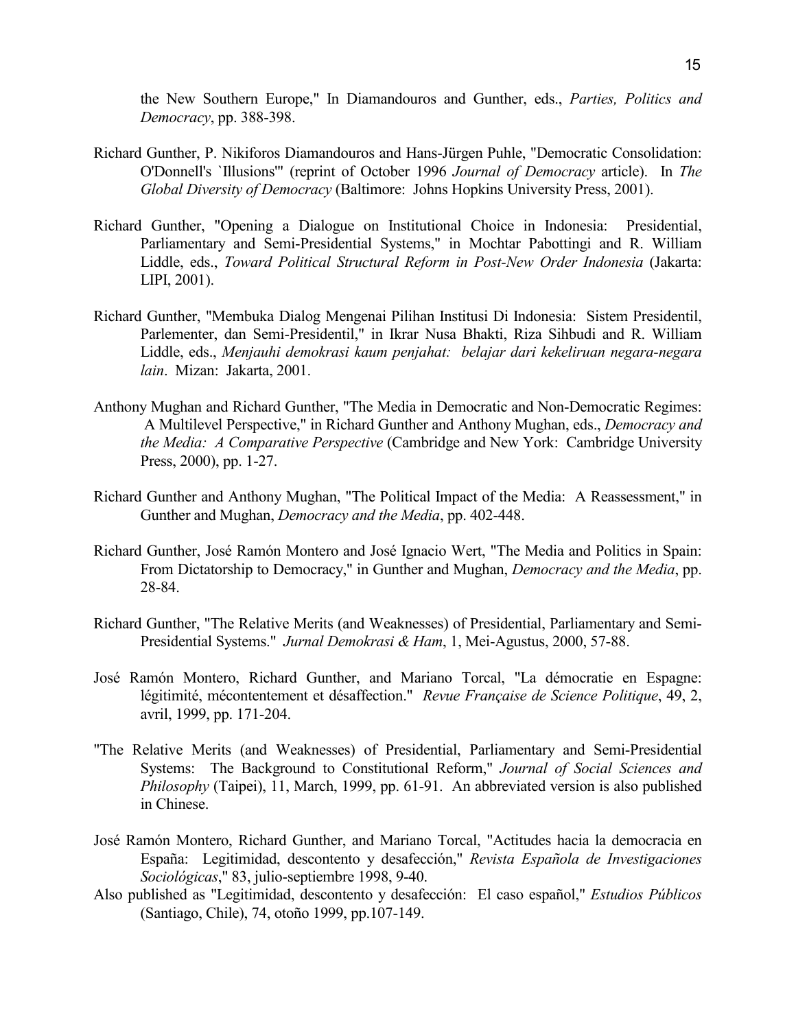the New Southern Europe," In Diamandouros and Gunther, eds., *Parties, Politics and Democracy*, pp. 388-398.

Richard Gunther, P. Nikiforos Diamandouros and Hans-Jürgen Puhle, "Democratic Consolidation: O'Donnell's `Illusions'" (reprint of October 1996 *Journal of Democracy* article). In *The Global Diversity of Democracy* (Baltimore: Johns Hopkins University Press, 2001).

Richard Gunther, "Opening a Dialogue on Institutional Choice in Indonesia: Presidential, Parliamentary and Semi-Presidential Systems," in Mochtar Pabottingi and R. William Liddle, eds., *Toward Political Structural Reform in Post-New Order Indonesia* (Jakarta: LIPI, 2001).

Richard Gunther, "Membuka Dialog Mengenai Pilihan Institusi Di Indonesia: Sistem Presidentil, Parlementer, dan Semi-Presidentil," in Ikrar Nusa Bhakti, Riza Sihbudi and R. William Liddle, eds., *Menjauhi demokrasi kaum penjahat: belajar dari kekeliruan negara-negara lain*. Mizan: Jakarta, 2001.

Anthony Mughan and Richard Gunther, "The Media in Democratic and Non-Democratic Regimes: A Multilevel Perspective," in Richard Gunther and Anthony Mughan, eds., *Democracy and the Media: A Comparative Perspective* (Cambridge and New York: Cambridge University Press, 2000), pp. 1-27.

Richard Gunther and Anthony Mughan, "The Political Impact of the Media: A Reassessment," in Gunther and Mughan, *Democracy and the Media*, pp. 402-448.

Richard Gunther, José Ramón Montero and José Ignacio Wert, "The Media and Politics in Spain: From Dictatorship to Democracy," in Gunther and Mughan, *Democracy and the Media*, pp. 28-84.

Richard Gunther, "The Relative Merits (and Weaknesses) of Presidential, Parliamentary and Semi-Presidential Systems." *Jurnal Demokrasi & Ham*, 1, Mei-Agustus, 2000, 57-88.

José Ramón Montero, Richard Gunther, and Mariano Torcal, "La démocratie en Espagne: légitimité, mécontentement et désaffection." *Revue Française de Science Politique*, 49, 2, avril, 1999, pp. 171-204.

"The Relative Merits (and Weaknesses) of Presidential, Parliamentary and Semi-Presidential Systems: The Background to Constitutional Reform," *Journal of Social Sciences and Philosophy* (Taipei), 11, March, 1999, pp. 61-91. An abbreviated version is also published in Chinese.

José Ramón Montero, Richard Gunther, and Mariano Torcal, "Actitudes hacia la democracia en España: Legitimidad, descontento y desafección," *Revista Española de Investigaciones Sociológicas*," 83, julio-septiembre 1998, 9-40.

Also published as "Legitimidad, descontento y desafección: El caso español," *Estudios Públicos* (Santiago, Chile), 74, otoño 1999, pp.107-149.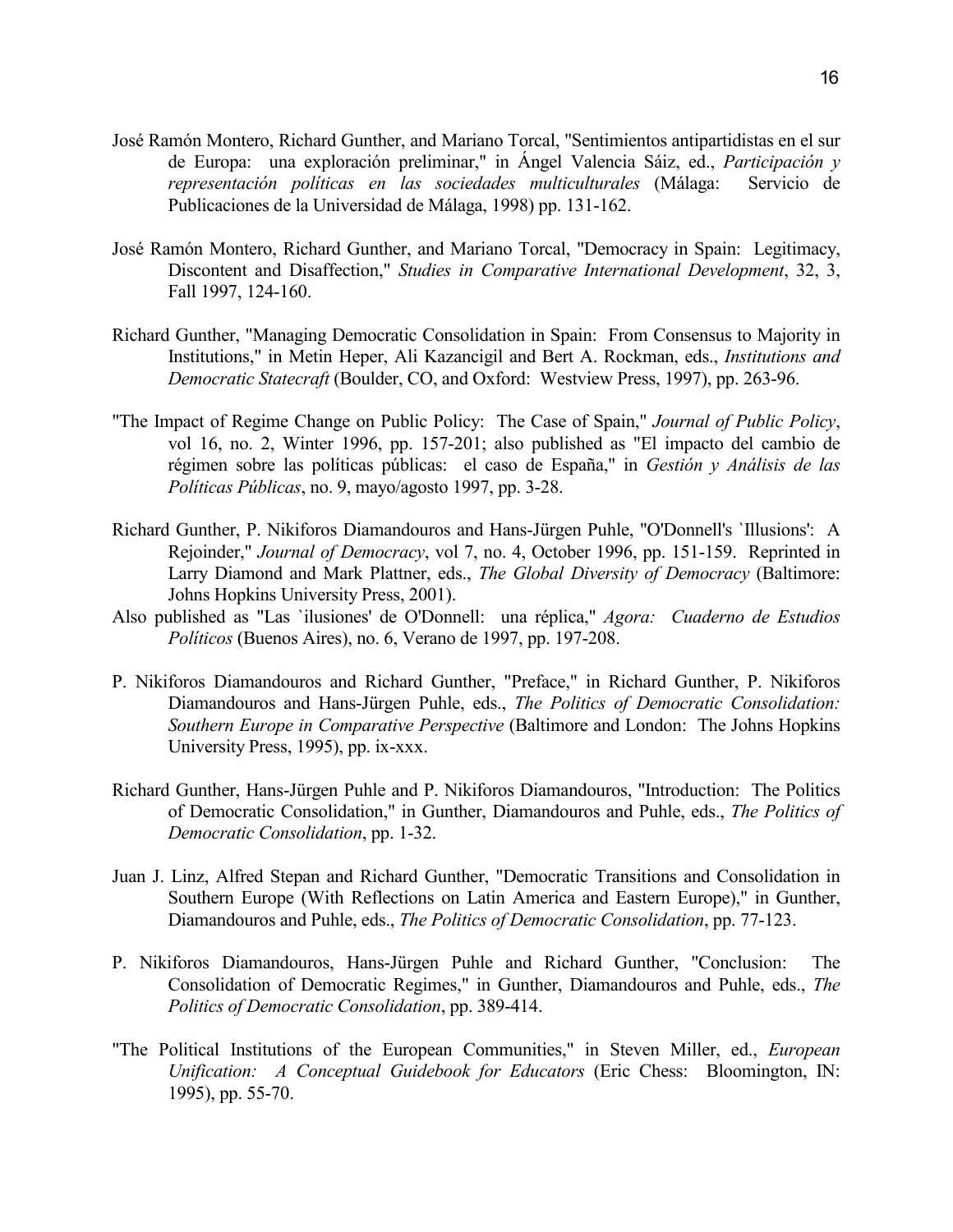José Ramón Montero, Richard Gunther, and Mariano Torcal, "Sentimientos antipartidistas en el sur de Europa: una exploración preliminar," in Ángel Valencia Sáiz, ed., *Participación y representación políticas en las sociedades multiculturales* (Málaga: Servicio de Publicaciones de la Universidad de Málaga, 1998) pp. 131-162.

José Ramón Montero, Richard Gunther, and Mariano Torcal, "Democracy in Spain: Legitimacy, Discontent and Disaffection," *Studies in Comparative International Development*, 32, 3, Fall 1997, 124-160.

Richard Gunther, "Managing Democratic Consolidation in Spain: From Consensus to Majority in Institutions," in Metin Heper, Ali Kazancigil and Bert A. Rockman, eds., *Institutions and Democratic Statecraft* (Boulder, CO, and Oxford: Westview Press, 1997), pp. 263-96.

"The Impact of Regime Change on Public Policy: The Case of Spain," *Journal of Public Policy*, vol 16, no. 2, Winter 1996, pp. 157-201; also published as "El impacto del cambio de régimen sobre las políticas públicas: el caso de España," in *Gestión y Análisis de las Políticas Públicas*, no. 9, mayo/agosto 1997, pp. 3-28.

Richard Gunther, P. Nikiforos Diamandouros and Hans-Jürgen Puhle, "O'Donnell's `Illusions': A Rejoinder," *Journal of Democracy*, vol 7, no. 4, October 1996, pp. 151-159. Reprinted in Larry Diamond and Mark Plattner, eds., *The Global Diversity of Democracy* (Baltimore: Johns Hopkins University Press, 2001).
Also published as "Las `ilusiones' de O'Donnell: una réplica," *Agora: Cuaderno de Estudios Políticos* (Buenos Aires), no. 6, Verano de 1997, pp. 197-208.

P. Nikiforos Diamandouros and Richard Gunther, "Preface," in Richard Gunther, P. Nikiforos Diamandouros and Hans-Jürgen Puhle, eds., *The Politics of Democratic Consolidation: Southern Europe in Comparative Perspective* (Baltimore and London: The Johns Hopkins University Press, 1995), pp. ix-xxx.

Richard Gunther, Hans-Jürgen Puhle and P. Nikiforos Diamandouros, "Introduction: The Politics of Democratic Consolidation," in Gunther, Diamandouros and Puhle, eds., *The Politics of Democratic Consolidation*, pp. 1-32.

Juan J. Linz, Alfred Stepan and Richard Gunther, "Democratic Transitions and Consolidation in Southern Europe (With Reflections on Latin America and Eastern Europe)," in Gunther, Diamandouros and Puhle, eds., *The Politics of Democratic Consolidation*, pp. 77-123.

P. Nikiforos Diamandouros, Hans-Jürgen Puhle and Richard Gunther, "Conclusion: The Consolidation of Democratic Regimes," in Gunther, Diamandouros and Puhle, eds., *The Politics of Democratic Consolidation*, pp. 389-414.

"The Political Institutions of the European Communities," in Steven Miller, ed., *European Unification: A Conceptual Guidebook for Educators* (Eric Chess: Bloomington, IN: 1995), pp. 55-70.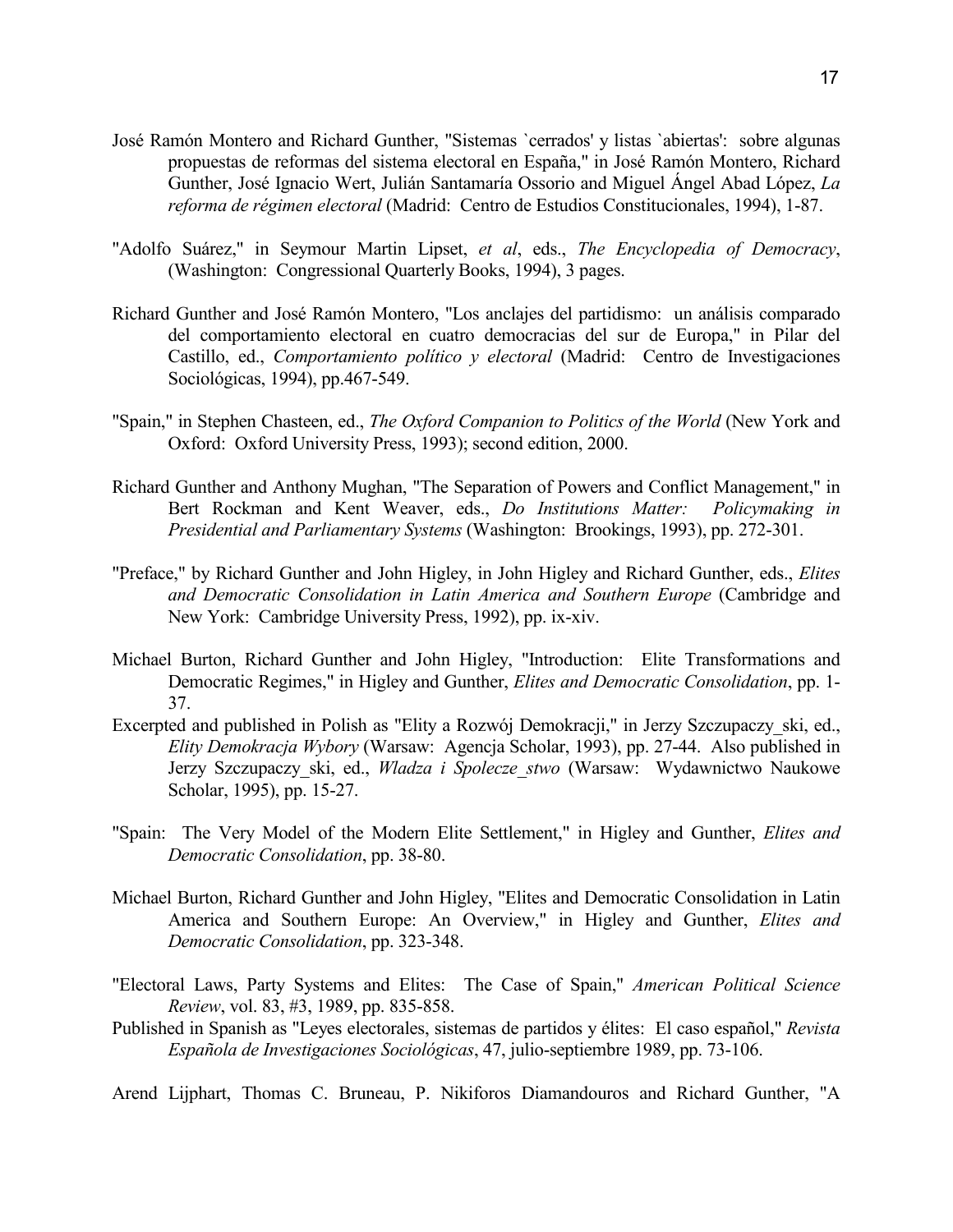José Ramón Montero and Richard Gunther, "Sistemas `cerrados' y listas `abiertas': sobre algunas propuestas de reformas del sistema electoral en España," in José Ramón Montero, Richard Gunther, José Ignacio Wert, Julián Santamaría Ossorio and Miguel Ángel Abad López, *La reforma de régimen electoral* (Madrid: Centro de Estudios Constitucionales, 1994), 1-87.

"Adolfo Suárez," in Seymour Martin Lipset, *et al*, eds., *The Encyclopedia of Democracy*, (Washington: Congressional Quarterly Books, 1994), 3 pages.

Richard Gunther and José Ramón Montero, "Los anclajes del partidismo: un análisis comparado del comportamiento electoral en cuatro democracias del sur de Europa," in Pilar del Castillo, ed., *Comportamiento político y electoral* (Madrid: Centro de Investigaciones Sociológicas, 1994), pp.467-549.

"Spain," in Stephen Chasteen, ed., *The Oxford Companion to Politics of the World* (New York and Oxford: Oxford University Press, 1993); second edition, 2000.

Richard Gunther and Anthony Mughan, "The Separation of Powers and Conflict Management," in Bert Rockman and Kent Weaver, eds., *Do Institutions Matter: Policymaking in Presidential and Parliamentary Systems* (Washington: Brookings, 1993), pp. 272-301.

"Preface," by Richard Gunther and John Higley, in John Higley and Richard Gunther, eds., *Elites and Democratic Consolidation in Latin America and Southern Europe* (Cambridge and New York: Cambridge University Press, 1992), pp. ix-xiv.

Michael Burton, Richard Gunther and John Higley, "Introduction: Elite Transformations and Democratic Regimes," in Higley and Gunther, *Elites and Democratic Consolidation*, pp. 1-37.

Excerpted and published in Polish as "Elity a Rozwój Demokracji," in Jerzy Szczupaczy_ski, ed., *Elity Demokracja Wybory* (Warsaw: Agencja Scholar, 1993), pp. 27-44. Also published in Jerzy Szczupaczy_ski, ed., *Wladza i Spolecze_stwo* (Warsaw: Wydawnictwo Naukowe Scholar, 1995), pp. 15-27.

"Spain: The Very Model of the Modern Elite Settlement," in Higley and Gunther, *Elites and Democratic Consolidation*, pp. 38-80.

Michael Burton, Richard Gunther and John Higley, "Elites and Democratic Consolidation in Latin America and Southern Europe: An Overview," in Higley and Gunther, *Elites and Democratic Consolidation*, pp. 323-348.

"Electoral Laws, Party Systems and Elites: The Case of Spain," *American Political Science Review*, vol. 83, #3, 1989, pp. 835-858.

Published in Spanish as "Leyes electorales, sistemas de partidos y élites: El caso español," *Revista Española de Investigaciones Sociológicas*, 47, julio-septiembre 1989, pp. 73-106.

Arend Lijphart, Thomas C. Bruneau, P. Nikiforos Diamandouros and Richard Gunther, "A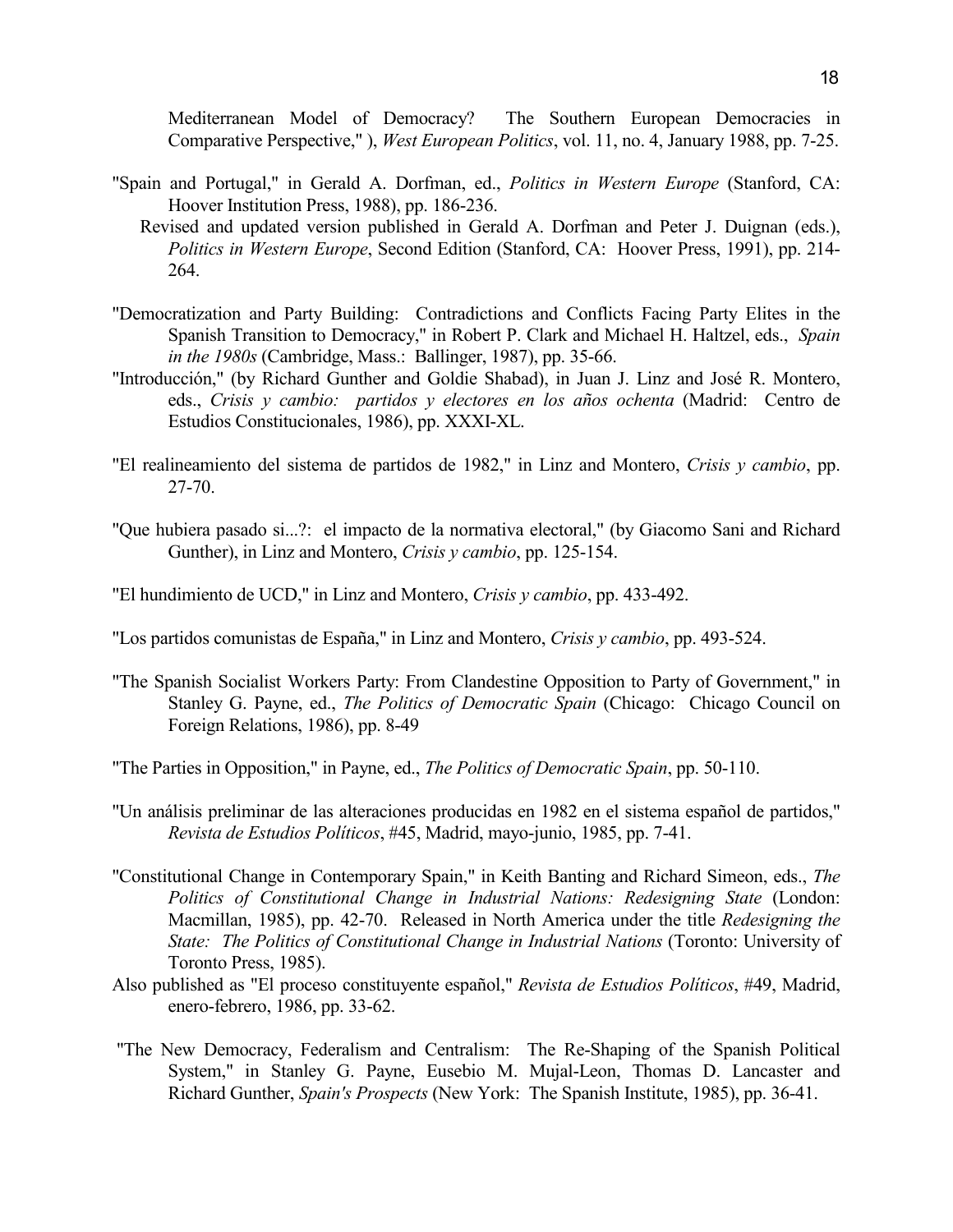Mediterranean Model of Democracy? The Southern European Democracies in Comparative Perspective," ), *West European Politics*, vol. 11, no. 4, January 1988, pp. 7-25.

"Spain and Portugal," in Gerald A. Dorfman, ed., *Politics in Western Europe* (Stanford, CA: Hoover Institution Press, 1988), pp. 186-236.
Revised and updated version published in Gerald A. Dorfman and Peter J. Duignan (eds.), *Politics in Western Europe*, Second Edition (Stanford, CA: Hoover Press, 1991), pp. 214-264.

"Democratization and Party Building: Contradictions and Conflicts Facing Party Elites in the Spanish Transition to Democracy," in Robert P. Clark and Michael H. Haltzel, eds., *Spain in the 1980s* (Cambridge, Mass.: Ballinger, 1987), pp. 35-66.

"Introducción," (by Richard Gunther and Goldie Shabad), in Juan J. Linz and José R. Montero, eds., *Crisis y cambio: partidos y electores en los años ochenta* (Madrid: Centro de Estudios Constitucionales, 1986), pp. XXXI-XL.

"El realineamiento del sistema de partidos de 1982," in Linz and Montero, *Crisis y cambio*, pp. 27-70.

"Que hubiera pasado si...?: el impacto de la normativa electoral," (by Giacomo Sani and Richard Gunther), in Linz and Montero, *Crisis y cambio*, pp. 125-154.

"El hundimiento de UCD," in Linz and Montero, *Crisis y cambio*, pp. 433-492.

"Los partidos comunistas de España," in Linz and Montero, *Crisis y cambio*, pp. 493-524.

"The Spanish Socialist Workers Party: From Clandestine Opposition to Party of Government," in Stanley G. Payne, ed., *The Politics of Democratic Spain* (Chicago: Chicago Council on Foreign Relations, 1986), pp. 8-49

"The Parties in Opposition," in Payne, ed., *The Politics of Democratic Spain*, pp. 50-110.

"Un análisis preliminar de las alteraciones producidas en 1982 en el sistema español de partidos," *Revista de Estudios Políticos*, #45, Madrid, mayo-junio, 1985, pp. 7-41.

"Constitutional Change in Contemporary Spain," in Keith Banting and Richard Simeon, eds., *The Politics of Constitutional Change in Industrial Nations: Redesigning State* (London: Macmillan, 1985), pp. 42-70. Released in North America under the title *Redesigning the State: The Politics of Constitutional Change in Industrial Nations* (Toronto: University of Toronto Press, 1985).
Also published as "El proceso constituyente español," *Revista de Estudios Políticos*, #49, Madrid, enero-febrero, 1986, pp. 33-62.

"The New Democracy, Federalism and Centralism: The Re-Shaping of the Spanish Political System," in Stanley G. Payne, Eusebio M. Mujal-Leon, Thomas D. Lancaster and Richard Gunther, *Spain's Prospects* (New York: The Spanish Institute, 1985), pp. 36-41.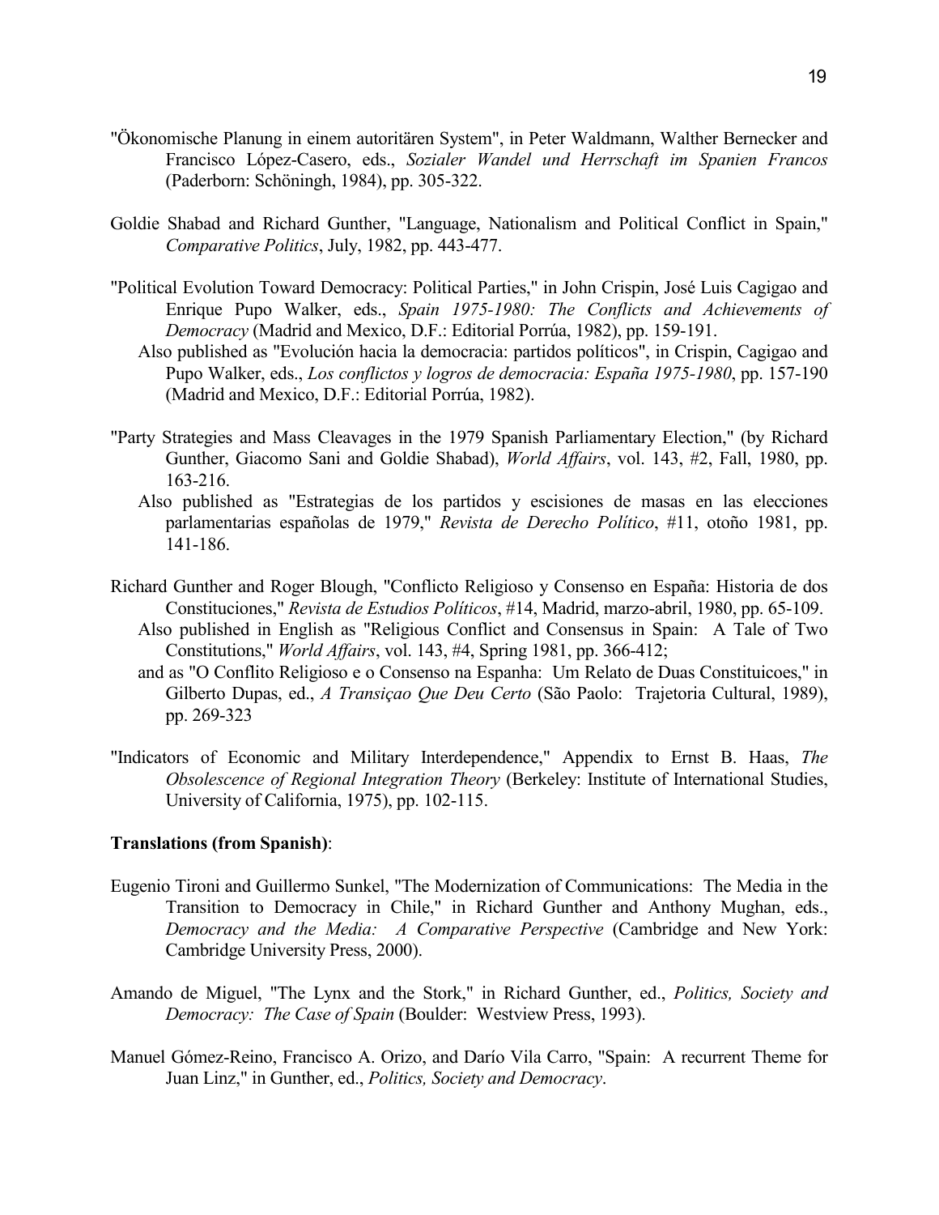"Ökonomische Planung in einem autoritären System", in Peter Waldmann, Walther Bernecker and Francisco López-Casero, eds., *Sozialer Wandel und Herrschaft im Spanien Francos* (Paderborn: Schöningh, 1984), pp. 305-322.

Goldie Shabad and Richard Gunther, "Language, Nationalism and Political Conflict in Spain," *Comparative Politics*, July, 1982, pp. 443-477.

"Political Evolution Toward Democracy: Political Parties," in John Crispin, José Luis Cagigao and Enrique Pupo Walker, eds., *Spain 1975-1980: The Conflicts and Achievements of Democracy* (Madrid and Mexico, D.F.: Editorial Porrúa, 1982), pp. 159-191.
Also published as "Evolución hacia la democracia: partidos políticos", in Crispin, Cagigao and Pupo Walker, eds., *Los conflictos y logros de democracia: España 1975-1980*, pp. 157-190 (Madrid and Mexico, D.F.: Editorial Porrúa, 1982).

"Party Strategies and Mass Cleavages in the 1979 Spanish Parliamentary Election," (by Richard Gunther, Giacomo Sani and Goldie Shabad), *World Affairs*, vol. 143, #2, Fall, 1980, pp. 163-216.
Also published as "Estrategias de los partidos y escisiones de masas en las elecciones parlamentarias españolas de 1979," *Revista de Derecho Político*, #11, otoño 1981, pp. 141-186.

Richard Gunther and Roger Blough, "Conflicto Religioso y Consenso en España: Historia de dos Constituciones," *Revista de Estudios Políticos*, #14, Madrid, marzo-abril, 1980, pp. 65-109.
Also published in English as "Religious Conflict and Consensus in Spain: A Tale of Two Constitutions," *World Affairs*, vol. 143, #4, Spring 1981, pp. 366-412;
and as "O Conflito Religioso e o Consenso na Espanha: Um Relato de Duas Constituicoes," in Gilberto Dupas, ed., *A Transiçao Que Deu Certo* (São Paolo: Trajetoria Cultural, 1989), pp. 269-323

"Indicators of Economic and Military Interdependence," Appendix to Ernst B. Haas, *The Obsolescence of Regional Integration Theory* (Berkeley: Institute of International Studies, University of California, 1975), pp. 102-115.

**Translations (from Spanish)**:

Eugenio Tironi and Guillermo Sunkel, "The Modernization of Communications: The Media in the Transition to Democracy in Chile," in Richard Gunther and Anthony Mughan, eds., *Democracy and the Media: A Comparative Perspective* (Cambridge and New York: Cambridge University Press, 2000).

Amando de Miguel, "The Lynx and the Stork," in Richard Gunther, ed., *Politics, Society and Democracy: The Case of Spain* (Boulder: Westview Press, 1993).

Manuel Gómez-Reino, Francisco A. Orizo, and Darío Vila Carro, "Spain: A recurrent Theme for Juan Linz," in Gunther, ed., *Politics, Society and Democracy*.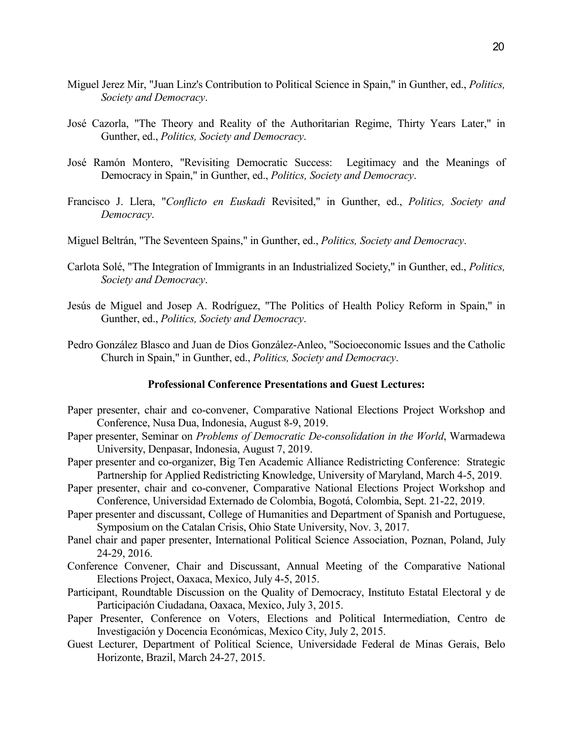Miguel Jerez Mir, "Juan Linz's Contribution to Political Science in Spain," in Gunther, ed., *Politics, Society and Democracy*.

José Cazorla, "The Theory and Reality of the Authoritarian Regime, Thirty Years Later," in Gunther, ed., *Politics, Society and Democracy*.

José Ramón Montero, "Revisiting Democratic Success: Legitimacy and the Meanings of Democracy in Spain," in Gunther, ed., *Politics, Society and Democracy*.

Francisco J. Llera, "*Conflicto en Euskadi* Revisited," in Gunther, ed., *Politics, Society and Democracy*.

Miguel Beltrán, "The Seventeen Spains," in Gunther, ed., *Politics, Society and Democracy*.

Carlota Solé, "The Integration of Immigrants in an Industrialized Society," in Gunther, ed., *Politics, Society and Democracy*.

Jesús de Miguel and Josep A. Rodríguez, "The Politics of Health Policy Reform in Spain," in Gunther, ed., *Politics, Society and Democracy*.

Pedro González Blasco and Juan de Dios González-Anleo, "Socioeconomic Issues and the Catholic Church in Spain," in Gunther, ed., *Politics, Society and Democracy*.

**Professional Conference Presentations and Guest Lectures:**

Paper presenter, chair and co-convener, Comparative National Elections Project Workshop and Conference, Nusa Dua, Indonesia, August 8-9, 2019.

Paper presenter, Seminar on *Problems of Democratic De-consolidation in the World*, Warmadewa University, Denpasar, Indonesia, August 7, 2019.

Paper presenter and co-organizer, Big Ten Academic Alliance Redistricting Conference: Strategic Partnership for Applied Redistricting Knowledge, University of Maryland, March 4-5, 2019.

Paper presenter, chair and co-convener, Comparative National Elections Project Workshop and Conference, Universidad Externado de Colombia, Bogotá, Colombia, Sept. 21-22, 2019.

Paper presenter and discussant, College of Humanities and Department of Spanish and Portuguese, Symposium on the Catalan Crisis, Ohio State University, Nov. 3, 2017.

Panel chair and paper presenter, International Political Science Association, Poznan, Poland, July 24-29, 2016.

Conference Convener, Chair and Discussant, Annual Meeting of the Comparative National Elections Project, Oaxaca, Mexico, July 4-5, 2015.

Participant, Roundtable Discussion on the Quality of Democracy, Instituto Estatal Electoral y de Participación Ciudadana, Oaxaca, Mexico, July 3, 2015.

Paper Presenter, Conference on Voters, Elections and Political Intermediation, Centro de Investigación y Docencia Económicas, Mexico City, July 2, 2015.

Guest Lecturer, Department of Political Science, Universidade Federal de Minas Gerais, Belo Horizonte, Brazil, March 24-27, 2015.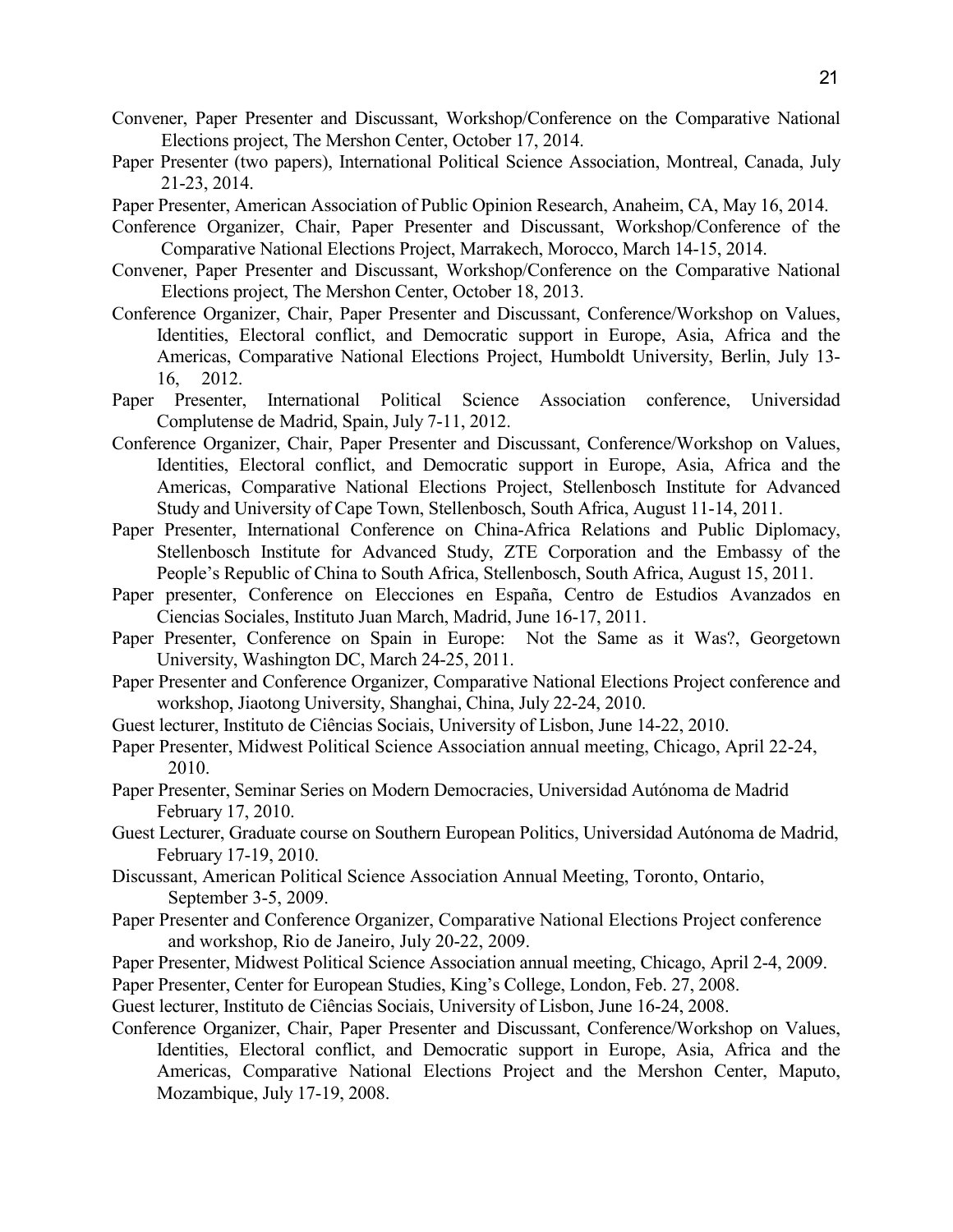Convener, Paper Presenter and Discussant, Workshop/Conference on the Comparative National Elections project, The Mershon Center, October 17, 2014.

Paper Presenter (two papers), International Political Science Association, Montreal, Canada, July 21-23, 2014.

Paper Presenter, American Association of Public Opinion Research, Anaheim, CA, May 16, 2014.

Conference Organizer, Chair, Paper Presenter and Discussant, Workshop/Conference of the Comparative National Elections Project, Marrakech, Morocco, March 14-15, 2014.

Convener, Paper Presenter and Discussant, Workshop/Conference on the Comparative National Elections project, The Mershon Center, October 18, 2013.

Conference Organizer, Chair, Paper Presenter and Discussant, Conference/Workshop on Values, Identities, Electoral conflict, and Democratic support in Europe, Asia, Africa and the Americas, Comparative National Elections Project, Humboldt University, Berlin, July 13-16, 2012.

Paper Presenter, International Political Science Association conference, Universidad Complutense de Madrid, Spain, July 7-11, 2012.

Conference Organizer, Chair, Paper Presenter and Discussant, Conference/Workshop on Values, Identities, Electoral conflict, and Democratic support in Europe, Asia, Africa and the Americas, Comparative National Elections Project, Stellenbosch Institute for Advanced Study and University of Cape Town, Stellenbosch, South Africa, August 11-14, 2011.

Paper Presenter, International Conference on China-Africa Relations and Public Diplomacy, Stellenbosch Institute for Advanced Study, ZTE Corporation and the Embassy of the People's Republic of China to South Africa, Stellenbosch, South Africa, August 15, 2011.

Paper presenter, Conference on Elecciones en España, Centro de Estudios Avanzados en Ciencias Sociales, Instituto Juan March, Madrid, June 16-17, 2011.

Paper Presenter, Conference on Spain in Europe: Not the Same as it Was?, Georgetown University, Washington DC, March 24-25, 2011.

Paper Presenter and Conference Organizer, Comparative National Elections Project conference and workshop, Jiaotong University, Shanghai, China, July 22-24, 2010.

Guest lecturer, Instituto de Ciências Sociais, University of Lisbon, June 14-22, 2010.

Paper Presenter, Midwest Political Science Association annual meeting, Chicago, April 22-24, 2010.

Paper Presenter, Seminar Series on Modern Democracies, Universidad Autónoma de Madrid February 17, 2010.

Guest Lecturer, Graduate course on Southern European Politics, Universidad Autónoma de Madrid, February 17-19, 2010.

Discussant, American Political Science Association Annual Meeting, Toronto, Ontario, September 3-5, 2009.

Paper Presenter and Conference Organizer, Comparative National Elections Project conference and workshop, Rio de Janeiro, July 20-22, 2009.

Paper Presenter, Midwest Political Science Association annual meeting, Chicago, April 2-4, 2009.

Paper Presenter, Center for European Studies, King's College, London, Feb. 27, 2008.

Guest lecturer, Instituto de Ciências Sociais, University of Lisbon, June 16-24, 2008.

Conference Organizer, Chair, Paper Presenter and Discussant, Conference/Workshop on Values, Identities, Electoral conflict, and Democratic support in Europe, Asia, Africa and the Americas, Comparative National Elections Project and the Mershon Center, Maputo, Mozambique, July 17-19, 2008.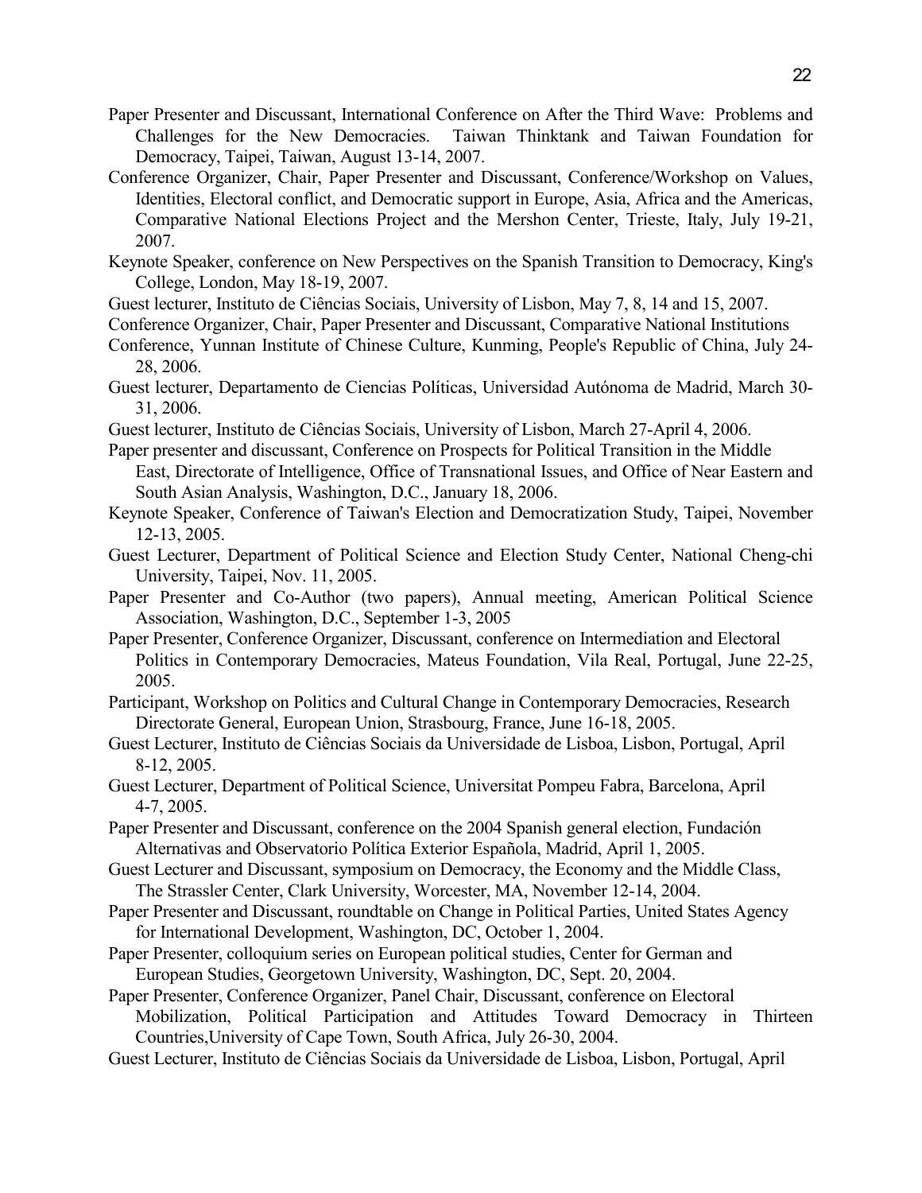Paper Presenter and Discussant, International Conference on After the Third Wave: Problems and Challenges for the New Democracies. Taiwan Thinktank and Taiwan Foundation for Democracy, Taipei, Taiwan, August 13-14, 2007.

Conference Organizer, Chair, Paper Presenter and Discussant, Conference/Workshop on Values, Identities, Electoral conflict, and Democratic support in Europe, Asia, Africa and the Americas, Comparative National Elections Project and the Mershon Center, Trieste, Italy, July 19-21, 2007.

Keynote Speaker, conference on New Perspectives on the Spanish Transition to Democracy, King's College, London, May 18-19, 2007.

Guest lecturer, Instituto de Ciências Sociais, University of Lisbon, May 7, 8, 14 and 15, 2007.

Conference Organizer, Chair, Paper Presenter and Discussant, Comparative National Institutions Conference, Yunnan Institute of Chinese Culture, Kunming, People's Republic of China, July 24-28, 2006.

Guest lecturer, Departamento de Ciencias Políticas, Universidad Autónoma de Madrid, March 30-31, 2006.

Guest lecturer, Instituto de Ciências Sociais, University of Lisbon, March 27-April 4, 2006.

Paper presenter and discussant, Conference on Prospects for Political Transition in the Middle East, Directorate of Intelligence, Office of Transnational Issues, and Office of Near Eastern and South Asian Analysis, Washington, D.C., January 18, 2006.

Keynote Speaker, Conference of Taiwan's Election and Democratization Study, Taipei, November 12-13, 2005.

Guest Lecturer, Department of Political Science and Election Study Center, National Cheng-chi University, Taipei, Nov. 11, 2005.

Paper Presenter and Co-Author (two papers), Annual meeting, American Political Science Association, Washington, D.C., September 1-3, 2005

Paper Presenter, Conference Organizer, Discussant, conference on Intermediation and Electoral Politics in Contemporary Democracies, Mateus Foundation, Vila Real, Portugal, June 22-25, 2005.

Participant, Workshop on Politics and Cultural Change in Contemporary Democracies, Research Directorate General, European Union, Strasbourg, France, June 16-18, 2005.

Guest Lecturer, Instituto de Ciências Sociais da Universidade de Lisboa, Lisbon, Portugal, April 8-12, 2005.

Guest Lecturer, Department of Political Science, Universitat Pompeu Fabra, Barcelona, April 4-7, 2005.

Paper Presenter and Discussant, conference on the 2004 Spanish general election, Fundación Alternativas and Observatorio Política Exterior Española, Madrid, April 1, 2005.

Guest Lecturer and Discussant, symposium on Democracy, the Economy and the Middle Class, The Strassler Center, Clark University, Worcester, MA, November 12-14, 2004.

Paper Presenter and Discussant, roundtable on Change in Political Parties, United States Agency for International Development, Washington, DC, October 1, 2004.

Paper Presenter, colloquium series on European political studies, Center for German and European Studies, Georgetown University, Washington, DC, Sept. 20, 2004.

Paper Presenter, Conference Organizer, Panel Chair, Discussant, conference on Electoral Mobilization, Political Participation and Attitudes Toward Democracy in Thirteen Countries,University of Cape Town, South Africa, July 26-30, 2004.

Guest Lecturer, Instituto de Ciências Sociais da Universidade de Lisboa, Lisbon, Portugal, April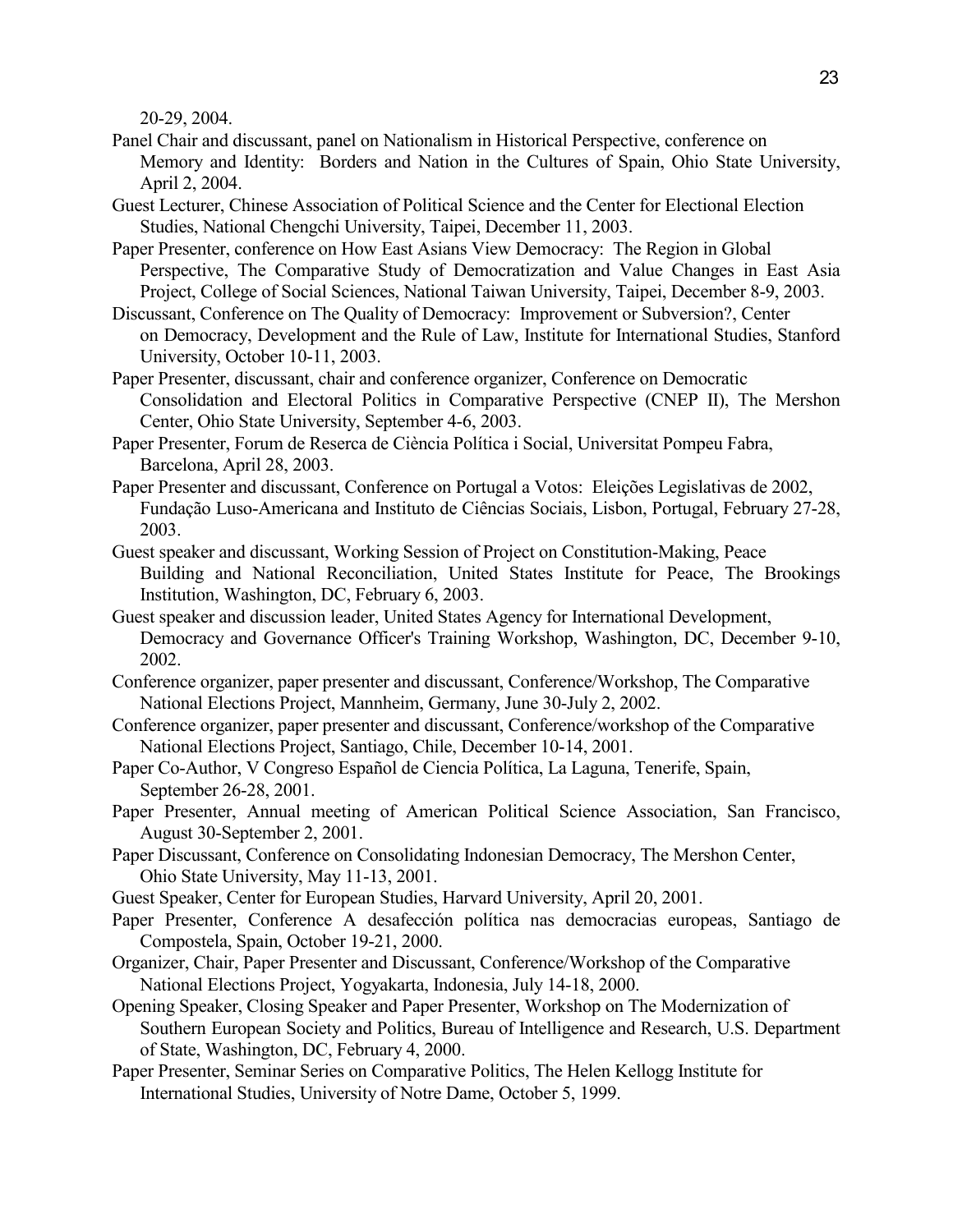20-29, 2004.

Panel Chair and discussant, panel on Nationalism in Historical Perspective, conference on Memory and Identity: Borders and Nation in the Cultures of Spain, Ohio State University, April 2, 2004.

Guest Lecturer, Chinese Association of Political Science and the Center for Electional Election Studies, National Chengchi University, Taipei, December 11, 2003.

Paper Presenter, conference on How East Asians View Democracy: The Region in Global Perspective, The Comparative Study of Democratization and Value Changes in East Asia Project, College of Social Sciences, National Taiwan University, Taipei, December 8-9, 2003.

Discussant, Conference on The Quality of Democracy: Improvement or Subversion?, Center on Democracy, Development and the Rule of Law, Institute for International Studies, Stanford University, October 10-11, 2003.

Paper Presenter, discussant, chair and conference organizer, Conference on Democratic Consolidation and Electoral Politics in Comparative Perspective (CNEP II), The Mershon Center, Ohio State University, September 4-6, 2003.

Paper Presenter, Forum de Reserca de Ciència Política i Social, Universitat Pompeu Fabra, Barcelona, April 28, 2003.

Paper Presenter and discussant, Conference on Portugal a Votos: Eleições Legislativas de 2002, Fundação Luso-Americana and Instituto de Ciências Sociais, Lisbon, Portugal, February 27-28, 2003.

Guest speaker and discussant, Working Session of Project on Constitution-Making, Peace Building and National Reconciliation, United States Institute for Peace, The Brookings Institution, Washington, DC, February 6, 2003.

Guest speaker and discussion leader, United States Agency for International Development, Democracy and Governance Officer's Training Workshop, Washington, DC, December 9-10, 2002.

Conference organizer, paper presenter and discussant, Conference/Workshop, The Comparative National Elections Project, Mannheim, Germany, June 30-July 2, 2002.

Conference organizer, paper presenter and discussant, Conference/workshop of the Comparative National Elections Project, Santiago, Chile, December 10-14, 2001.

Paper Co-Author, V Congreso Español de Ciencia Política, La Laguna, Tenerife, Spain, September 26-28, 2001.

Paper Presenter, Annual meeting of American Political Science Association, San Francisco, August 30-September 2, 2001.

Paper Discussant, Conference on Consolidating Indonesian Democracy, The Mershon Center, Ohio State University, May 11-13, 2001.

Guest Speaker, Center for European Studies, Harvard University, April 20, 2001.

Paper Presenter, Conference A desafección política nas democracias europeas, Santiago de Compostela, Spain, October 19-21, 2000.

Organizer, Chair, Paper Presenter and Discussant, Conference/Workshop of the Comparative National Elections Project, Yogyakarta, Indonesia, July 14-18, 2000.

Opening Speaker, Closing Speaker and Paper Presenter, Workshop on The Modernization of Southern European Society and Politics, Bureau of Intelligence and Research, U.S. Department of State, Washington, DC, February 4, 2000.

Paper Presenter, Seminar Series on Comparative Politics, The Helen Kellogg Institute for International Studies, University of Notre Dame, October 5, 1999.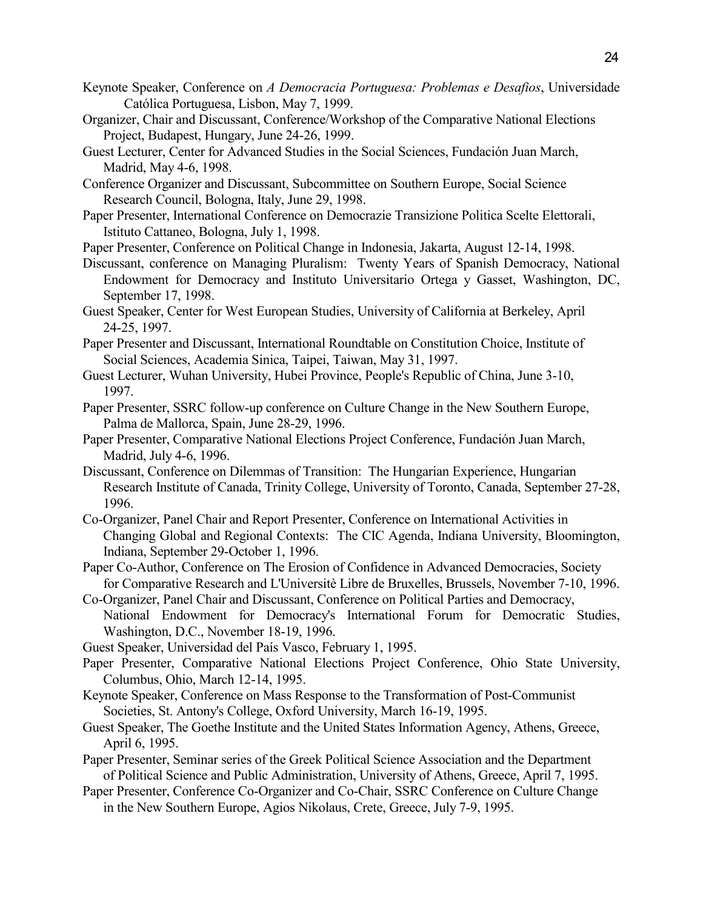Keynote Speaker, Conference on *A Democracia Portuguesa: Problemas e Desafios*, Universidade Católica Portuguesa, Lisbon, May 7, 1999.

Organizer, Chair and Discussant, Conference/Workshop of the Comparative National Elections Project, Budapest, Hungary, June 24-26, 1999.

Guest Lecturer, Center for Advanced Studies in the Social Sciences, Fundación Juan March, Madrid, May 4-6, 1998.

Conference Organizer and Discussant, Subcommittee on Southern Europe, Social Science Research Council, Bologna, Italy, June 29, 1998.

Paper Presenter, International Conference on Democrazie Transizione Politica Scelte Elettorali, Istituto Cattaneo, Bologna, July 1, 1998.

Paper Presenter, Conference on Political Change in Indonesia, Jakarta, August 12-14, 1998.

Discussant, conference on Managing Pluralism: Twenty Years of Spanish Democracy, National Endowment for Democracy and Instituto Universitario Ortega y Gasset, Washington, DC, September 17, 1998.

Guest Speaker, Center for West European Studies, University of California at Berkeley, April 24-25, 1997.

Paper Presenter and Discussant, International Roundtable on Constitution Choice, Institute of Social Sciences, Academia Sinica, Taipei, Taiwan, May 31, 1997.

Guest Lecturer, Wuhan University, Hubei Province, People's Republic of China, June 3-10, 1997.

Paper Presenter, SSRC follow-up conference on Culture Change in the New Southern Europe, Palma de Mallorca, Spain, June 28-29, 1996.

Paper Presenter, Comparative National Elections Project Conference, Fundación Juan March, Madrid, July 4-6, 1996.

Discussant, Conference on Dilemmas of Transition: The Hungarian Experience, Hungarian Research Institute of Canada, Trinity College, University of Toronto, Canada, September 27-28, 1996.

Co-Organizer, Panel Chair and Report Presenter, Conference on International Activities in Changing Global and Regional Contexts: The CIC Agenda, Indiana University, Bloomington, Indiana, September 29-October 1, 1996.

Paper Co-Author, Conference on The Erosion of Confidence in Advanced Democracies, Society for Comparative Research and L'Universitè Libre de Bruxelles, Brussels, November 7-10, 1996.

Co-Organizer, Panel Chair and Discussant, Conference on Political Parties and Democracy, National Endowment for Democracy's International Forum for Democratic Studies, Washington, D.C., November 18-19, 1996.

Guest Speaker, Universidad del País Vasco, February 1, 1995.

Paper Presenter, Comparative National Elections Project Conference, Ohio State University, Columbus, Ohio, March 12-14, 1995.

Keynote Speaker, Conference on Mass Response to the Transformation of Post-Communist Societies, St. Antony's College, Oxford University, March 16-19, 1995.

Guest Speaker, The Goethe Institute and the United States Information Agency, Athens, Greece, April 6, 1995.

Paper Presenter, Seminar series of the Greek Political Science Association and the Department of Political Science and Public Administration, University of Athens, Greece, April 7, 1995.

Paper Presenter, Conference Co-Organizer and Co-Chair, SSRC Conference on Culture Change in the New Southern Europe, Agios Nikolaus, Crete, Greece, July 7-9, 1995.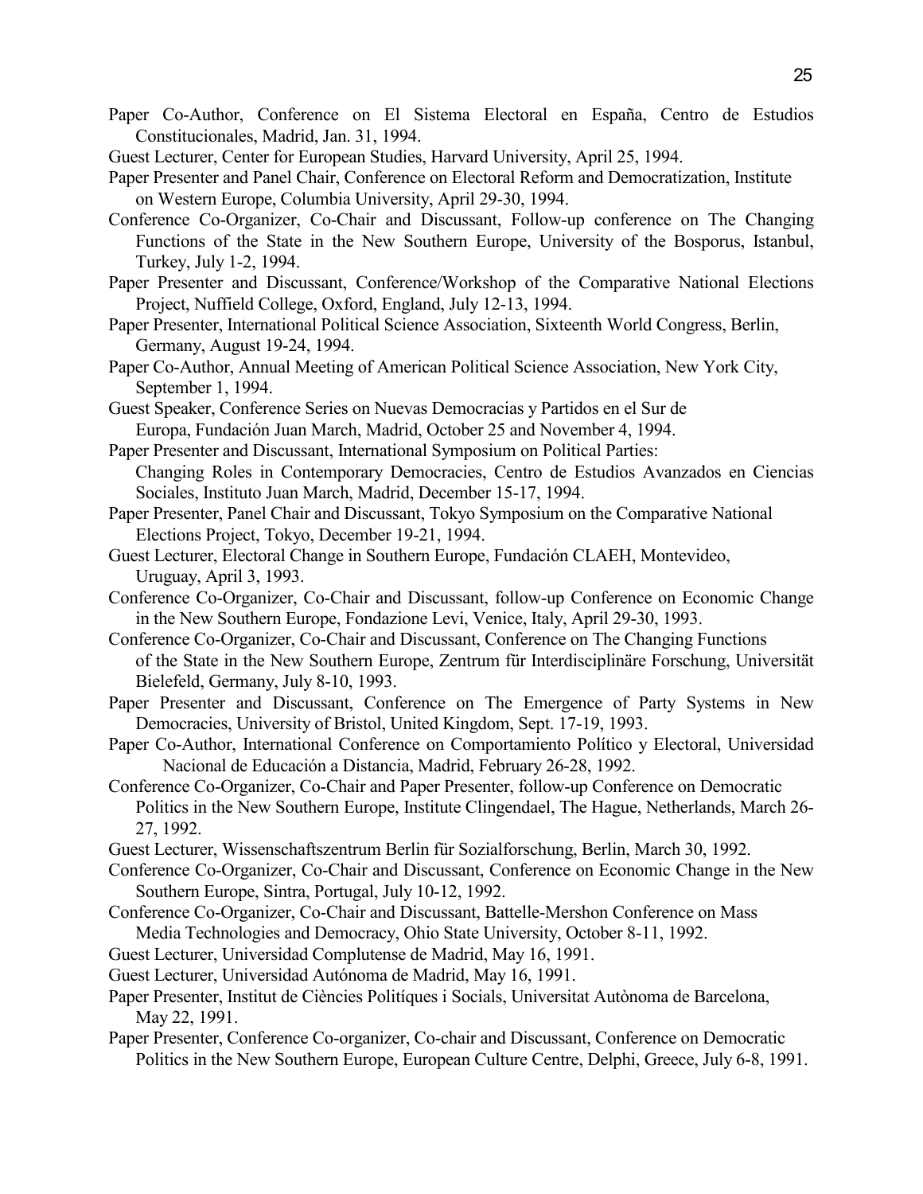Paper Co-Author, Conference on El Sistema Electoral en España, Centro de Estudios Constitucionales, Madrid, Jan. 31, 1994.

Guest Lecturer, Center for European Studies, Harvard University, April 25, 1994.

Paper Presenter and Panel Chair, Conference on Electoral Reform and Democratization, Institute on Western Europe, Columbia University, April 29-30, 1994.

Conference Co-Organizer, Co-Chair and Discussant, Follow-up conference on The Changing Functions of the State in the New Southern Europe, University of the Bosporus, Istanbul, Turkey, July 1-2, 1994.

Paper Presenter and Discussant, Conference/Workshop of the Comparative National Elections Project, Nuffield College, Oxford, England, July 12-13, 1994.

Paper Presenter, International Political Science Association, Sixteenth World Congress, Berlin, Germany, August 19-24, 1994.

Paper Co-Author, Annual Meeting of American Political Science Association, New York City, September 1, 1994.

Guest Speaker, Conference Series on Nuevas Democracias y Partidos en el Sur de Europa, Fundación Juan March, Madrid, October 25 and November 4, 1994.

Paper Presenter and Discussant, International Symposium on Political Parties: Changing Roles in Contemporary Democracies, Centro de Estudios Avanzados en Ciencias Sociales, Instituto Juan March, Madrid, December 15-17, 1994.

Paper Presenter, Panel Chair and Discussant, Tokyo Symposium on the Comparative National Elections Project, Tokyo, December 19-21, 1994.

Guest Lecturer, Electoral Change in Southern Europe, Fundación CLAEH, Montevideo, Uruguay, April 3, 1993.

Conference Co-Organizer, Co-Chair and Discussant, follow-up Conference on Economic Change in the New Southern Europe, Fondazione Levi, Venice, Italy, April 29-30, 1993.

Conference Co-Organizer, Co-Chair and Discussant, Conference on The Changing Functions of the State in the New Southern Europe, Zentrum für Interdisciplinäre Forschung, Universität Bielefeld, Germany, July 8-10, 1993.

Paper Presenter and Discussant, Conference on The Emergence of Party Systems in New Democracies, University of Bristol, United Kingdom, Sept. 17-19, 1993.

Paper Co-Author, International Conference on Comportamiento Político y Electoral, Universidad Nacional de Educación a Distancia, Madrid, February 26-28, 1992.

Conference Co-Organizer, Co-Chair and Paper Presenter, follow-up Conference on Democratic Politics in the New Southern Europe, Institute Clingendael, The Hague, Netherlands, March 26-27, 1992.

Guest Lecturer, Wissenschaftszentrum Berlin für Sozialforschung, Berlin, March 30, 1992.

Conference Co-Organizer, Co-Chair and Discussant, Conference on Economic Change in the New Southern Europe, Sintra, Portugal, July 10-12, 1992.

Conference Co-Organizer, Co-Chair and Discussant, Battelle-Mershon Conference on Mass Media Technologies and Democracy, Ohio State University, October 8-11, 1992.

Guest Lecturer, Universidad Complutense de Madrid, May 16, 1991.

Guest Lecturer, Universidad Autónoma de Madrid, May 16, 1991.

Paper Presenter, Institut de Ciències Politíques i Socials, Universitat Autònoma de Barcelona, May 22, 1991.

Paper Presenter, Conference Co-organizer, Co-chair and Discussant, Conference on Democratic Politics in the New Southern Europe, European Culture Centre, Delphi, Greece, July 6-8, 1991.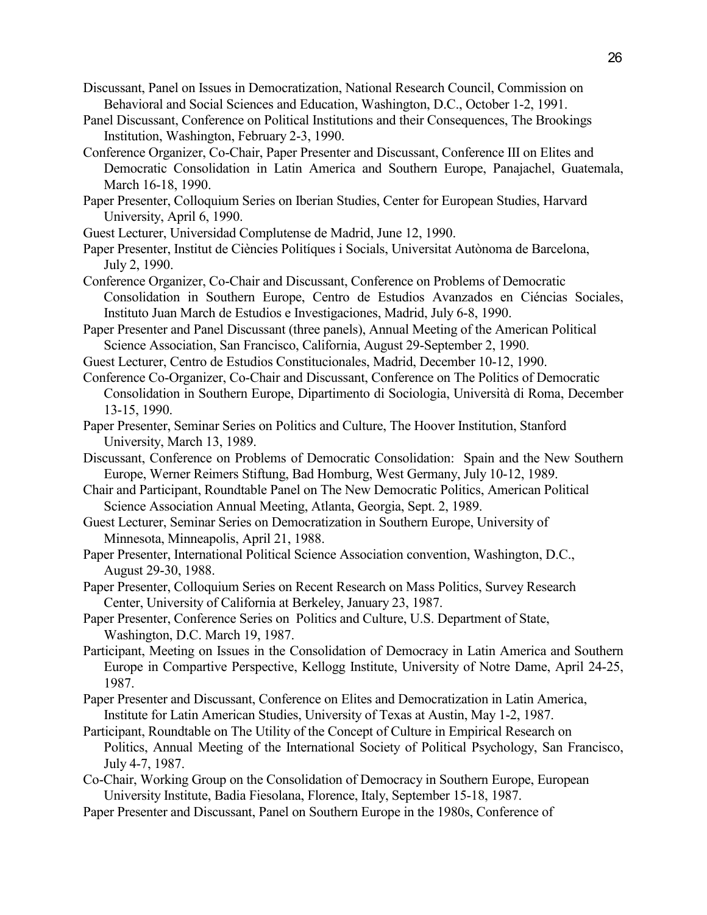Discussant, Panel on Issues in Democratization, National Research Council, Commission on Behavioral and Social Sciences and Education, Washington, D.C., October 1-2, 1991.

Panel Discussant, Conference on Political Institutions and their Consequences, The Brookings Institution, Washington, February 2-3, 1990.

Conference Organizer, Co-Chair, Paper Presenter and Discussant, Conference III on Elites and Democratic Consolidation in Latin America and Southern Europe, Panajachel, Guatemala, March 16-18, 1990.

Paper Presenter, Colloquium Series on Iberian Studies, Center for European Studies, Harvard University, April 6, 1990.

Guest Lecturer, Universidad Complutense de Madrid, June 12, 1990.

Paper Presenter, Institut de Ciències Politíques i Socials, Universitat Autònoma de Barcelona, July 2, 1990.

Conference Organizer, Co-Chair and Discussant, Conference on Problems of Democratic Consolidation in Southern Europe, Centro de Estudios Avanzados en Ciéncias Sociales, Instituto Juan March de Estudios e Investigaciones, Madrid, July 6-8, 1990.

Paper Presenter and Panel Discussant (three panels), Annual Meeting of the American Political Science Association, San Francisco, California, August 29-September 2, 1990.

Guest Lecturer, Centro de Estudios Constitucionales, Madrid, December 10-12, 1990.

Conference Co-Organizer, Co-Chair and Discussant, Conference on The Politics of Democratic Consolidation in Southern Europe, Dipartimento di Sociologia, Università di Roma, December 13-15, 1990.

Paper Presenter, Seminar Series on Politics and Culture, The Hoover Institution, Stanford University, March 13, 1989.

Discussant, Conference on Problems of Democratic Consolidation: Spain and the New Southern Europe, Werner Reimers Stiftung, Bad Homburg, West Germany, July 10-12, 1989.

Chair and Participant, Roundtable Panel on The New Democratic Politics, American Political Science Association Annual Meeting, Atlanta, Georgia, Sept. 2, 1989.

Guest Lecturer, Seminar Series on Democratization in Southern Europe, University of Minnesota, Minneapolis, April 21, 1988.

Paper Presenter, International Political Science Association convention, Washington, D.C., August 29-30, 1988.

Paper Presenter, Colloquium Series on Recent Research on Mass Politics, Survey Research Center, University of California at Berkeley, January 23, 1987.

Paper Presenter, Conference Series on Politics and Culture, U.S. Department of State, Washington, D.C. March 19, 1987.

Participant, Meeting on Issues in the Consolidation of Democracy in Latin America and Southern Europe in Compartive Perspective, Kellogg Institute, University of Notre Dame, April 24-25, 1987.

Paper Presenter and Discussant, Conference on Elites and Democratization in Latin America, Institute for Latin American Studies, University of Texas at Austin, May 1-2, 1987.

Participant, Roundtable on The Utility of the Concept of Culture in Empirical Research on Politics, Annual Meeting of the International Society of Political Psychology, San Francisco, July 4-7, 1987.

Co-Chair, Working Group on the Consolidation of Democracy in Southern Europe, European University Institute, Badia Fiesolana, Florence, Italy, September 15-18, 1987.

Paper Presenter and Discussant, Panel on Southern Europe in the 1980s, Conference of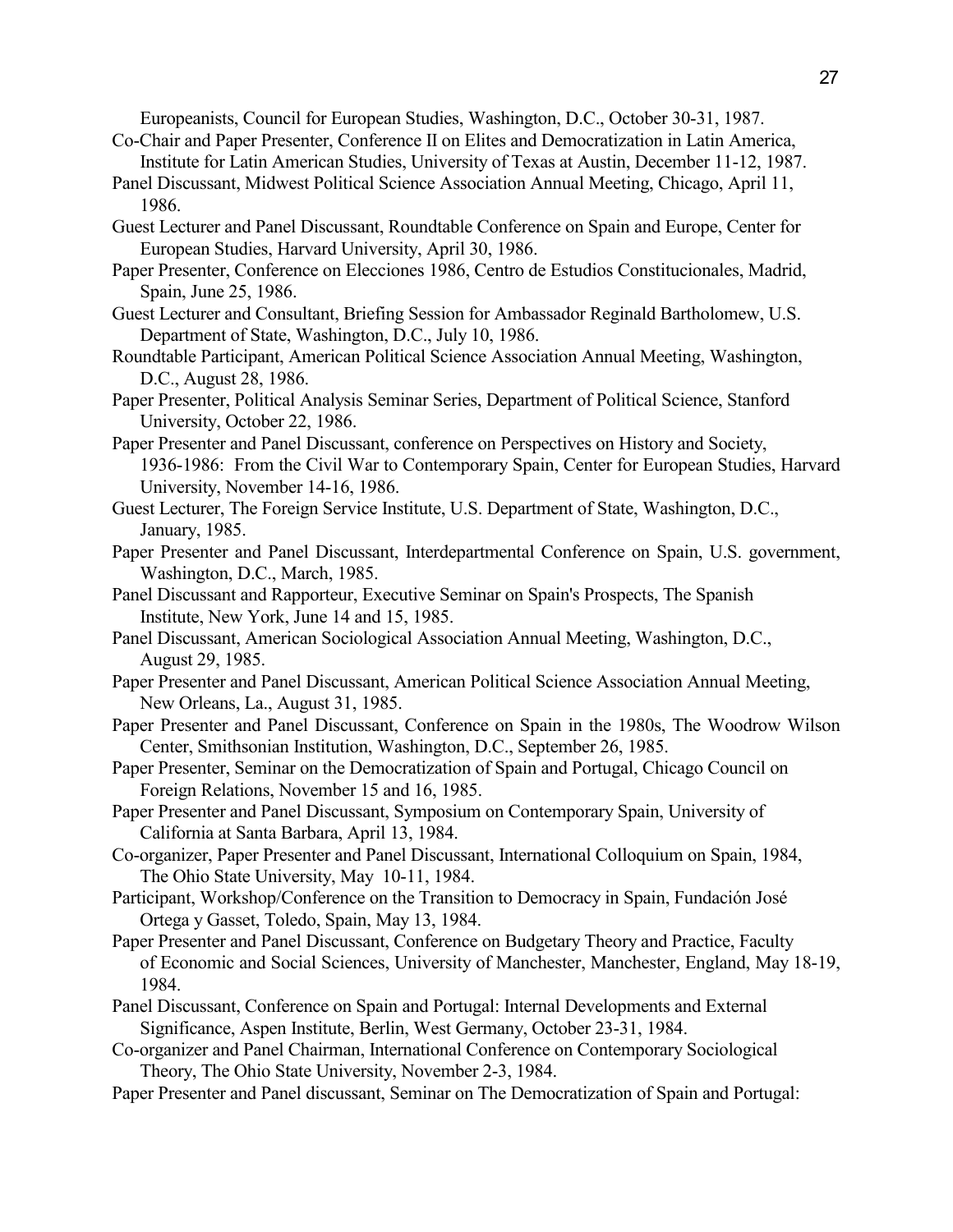Europeanists, Council for European Studies, Washington, D.C., October 30-31, 1987.

Co-Chair and Paper Presenter, Conference II on Elites and Democratization in Latin America, Institute for Latin American Studies, University of Texas at Austin, December 11-12, 1987.

Panel Discussant, Midwest Political Science Association Annual Meeting, Chicago, April 11, 1986.

Guest Lecturer and Panel Discussant, Roundtable Conference on Spain and Europe, Center for European Studies, Harvard University, April 30, 1986.

Paper Presenter, Conference on Elecciones 1986, Centro de Estudios Constitucionales, Madrid, Spain, June 25, 1986.

Guest Lecturer and Consultant, Briefing Session for Ambassador Reginald Bartholomew, U.S. Department of State, Washington, D.C., July 10, 1986.

Roundtable Participant, American Political Science Association Annual Meeting, Washington, D.C., August 28, 1986.

Paper Presenter, Political Analysis Seminar Series, Department of Political Science, Stanford University, October 22, 1986.

Paper Presenter and Panel Discussant, conference on Perspectives on History and Society, 1936-1986: From the Civil War to Contemporary Spain, Center for European Studies, Harvard University, November 14-16, 1986.

Guest Lecturer, The Foreign Service Institute, U.S. Department of State, Washington, D.C., January, 1985.

Paper Presenter and Panel Discussant, Interdepartmental Conference on Spain, U.S. government, Washington, D.C., March, 1985.

Panel Discussant and Rapporteur, Executive Seminar on Spain's Prospects, The Spanish Institute, New York, June 14 and 15, 1985.

Panel Discussant, American Sociological Association Annual Meeting, Washington, D.C., August 29, 1985.

Paper Presenter and Panel Discussant, American Political Science Association Annual Meeting, New Orleans, La., August 31, 1985.

Paper Presenter and Panel Discussant, Conference on Spain in the 1980s, The Woodrow Wilson Center, Smithsonian Institution, Washington, D.C., September 26, 1985.

Paper Presenter, Seminar on the Democratization of Spain and Portugal, Chicago Council on Foreign Relations, November 15 and 16, 1985.

Paper Presenter and Panel Discussant, Symposium on Contemporary Spain, University of California at Santa Barbara, April 13, 1984.

Co-organizer, Paper Presenter and Panel Discussant, International Colloquium on Spain, 1984, The Ohio State University, May 10-11, 1984.

Participant, Workshop/Conference on the Transition to Democracy in Spain, Fundación José Ortega y Gasset, Toledo, Spain, May 13, 1984.

Paper Presenter and Panel Discussant, Conference on Budgetary Theory and Practice, Faculty of Economic and Social Sciences, University of Manchester, Manchester, England, May 18-19, 1984.

Panel Discussant, Conference on Spain and Portugal: Internal Developments and External Significance, Aspen Institute, Berlin, West Germany, October 23-31, 1984.

Co-organizer and Panel Chairman, International Conference on Contemporary Sociological Theory, The Ohio State University, November 2-3, 1984.

Paper Presenter and Panel discussant, Seminar on The Democratization of Spain and Portugal: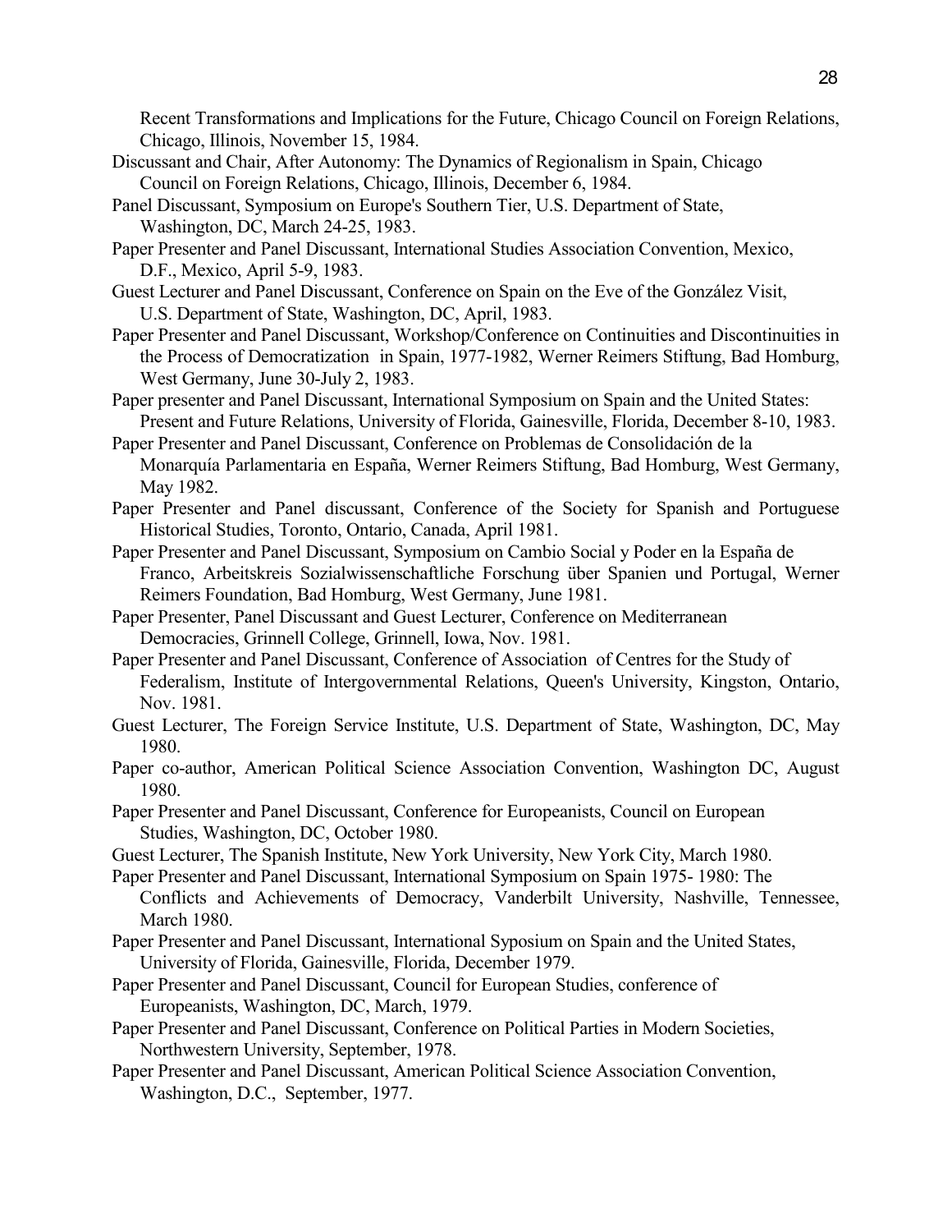Recent Transformations and Implications for the Future, Chicago Council on Foreign Relations, Chicago, Illinois, November 15, 1984.

Discussant and Chair, After Autonomy: The Dynamics of Regionalism in Spain, Chicago Council on Foreign Relations, Chicago, Illinois, December 6, 1984.

Panel Discussant, Symposium on Europe's Southern Tier, U.S. Department of State, Washington, DC, March 24-25, 1983.

Paper Presenter and Panel Discussant, International Studies Association Convention, Mexico, D.F., Mexico, April 5-9, 1983.

Guest Lecturer and Panel Discussant, Conference on Spain on the Eve of the González Visit, U.S. Department of State, Washington, DC, April, 1983.

Paper Presenter and Panel Discussant, Workshop/Conference on Continuities and Discontinuities in the Process of Democratization in Spain, 1977-1982, Werner Reimers Stiftung, Bad Homburg, West Germany, June 30-July 2, 1983.

Paper presenter and Panel Discussant, International Symposium on Spain and the United States: Present and Future Relations, University of Florida, Gainesville, Florida, December 8-10, 1983.

Paper Presenter and Panel Discussant, Conference on Problemas de Consolidación de la Monarquía Parlamentaria en España, Werner Reimers Stiftung, Bad Homburg, West Germany, May 1982.

Paper Presenter and Panel discussant, Conference of the Society for Spanish and Portuguese Historical Studies, Toronto, Ontario, Canada, April 1981.

Paper Presenter and Panel Discussant, Symposium on Cambio Social y Poder en la España de Franco, Arbeitskreis Sozialwissenschaftliche Forschung über Spanien und Portugal, Werner Reimers Foundation, Bad Homburg, West Germany, June 1981.

Paper Presenter, Panel Discussant and Guest Lecturer, Conference on Mediterranean Democracies, Grinnell College, Grinnell, Iowa, Nov. 1981.

Paper Presenter and Panel Discussant, Conference of Association of Centres for the Study of Federalism, Institute of Intergovernmental Relations, Queen's University, Kingston, Ontario, Nov. 1981.

Guest Lecturer, The Foreign Service Institute, U.S. Department of State, Washington, DC, May 1980.

Paper co-author, American Political Science Association Convention, Washington DC, August 1980.

Paper Presenter and Panel Discussant, Conference for Europeanists, Council on European Studies, Washington, DC, October 1980.

Guest Lecturer, The Spanish Institute, New York University, New York City, March 1980.

Paper Presenter and Panel Discussant, International Symposium on Spain 1975- 1980: The Conflicts and Achievements of Democracy, Vanderbilt University, Nashville, Tennessee, March 1980.

Paper Presenter and Panel Discussant, International Syposium on Spain and the United States, University of Florida, Gainesville, Florida, December 1979.

Paper Presenter and Panel Discussant, Council for European Studies, conference of Europeanists, Washington, DC, March, 1979.

Paper Presenter and Panel Discussant, Conference on Political Parties in Modern Societies, Northwestern University, September, 1978.

Paper Presenter and Panel Discussant, American Political Science Association Convention, Washington, D.C., September, 1977.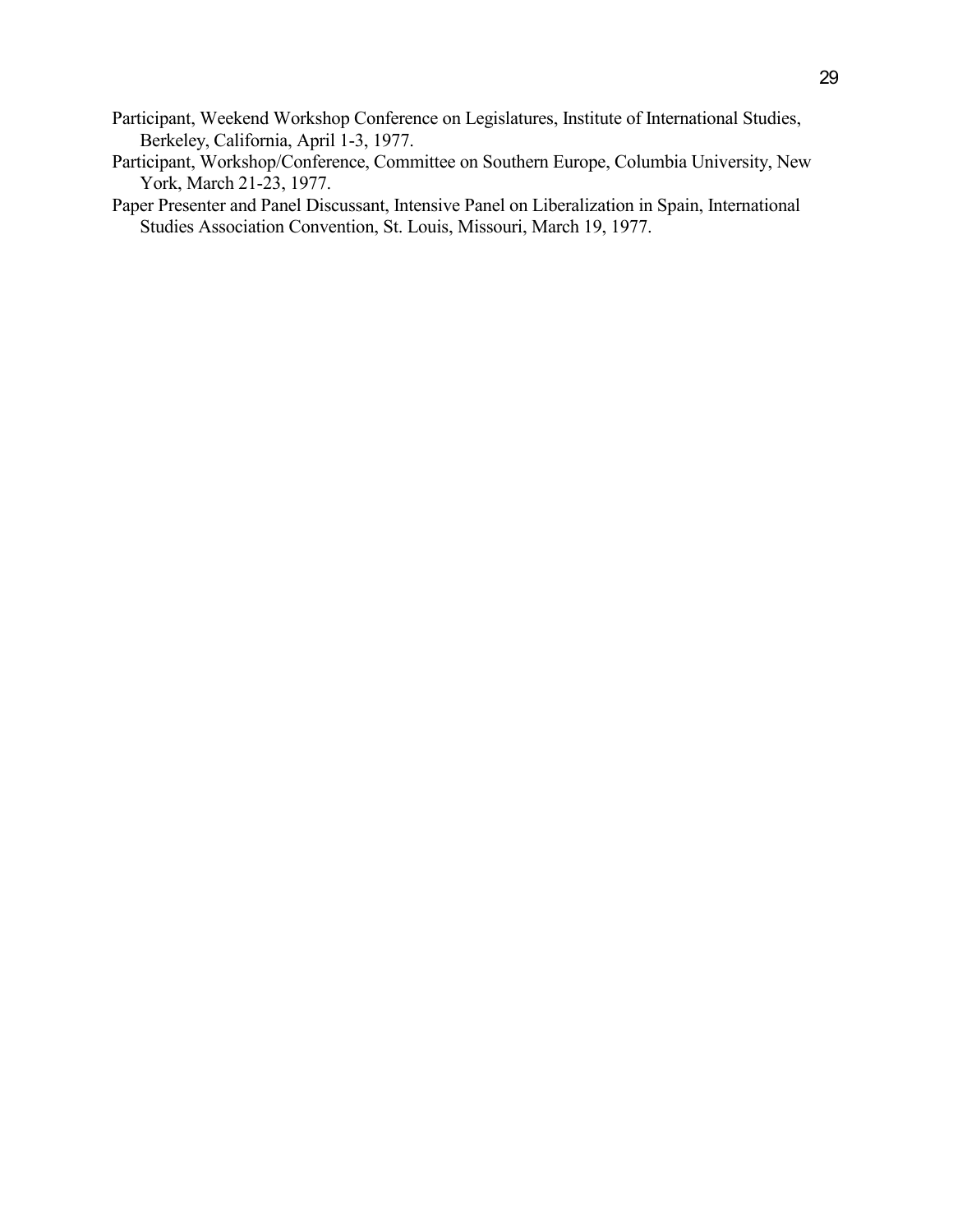Participant, Weekend Workshop Conference on Legislatures, Institute of International Studies, Berkeley, California, April 1-3, 1977.

Participant, Workshop/Conference, Committee on Southern Europe, Columbia University, New York, March 21-23, 1977.

Paper Presenter and Panel Discussant, Intensive Panel on Liberalization in Spain, International Studies Association Convention, St. Louis, Missouri, March 19, 1977.